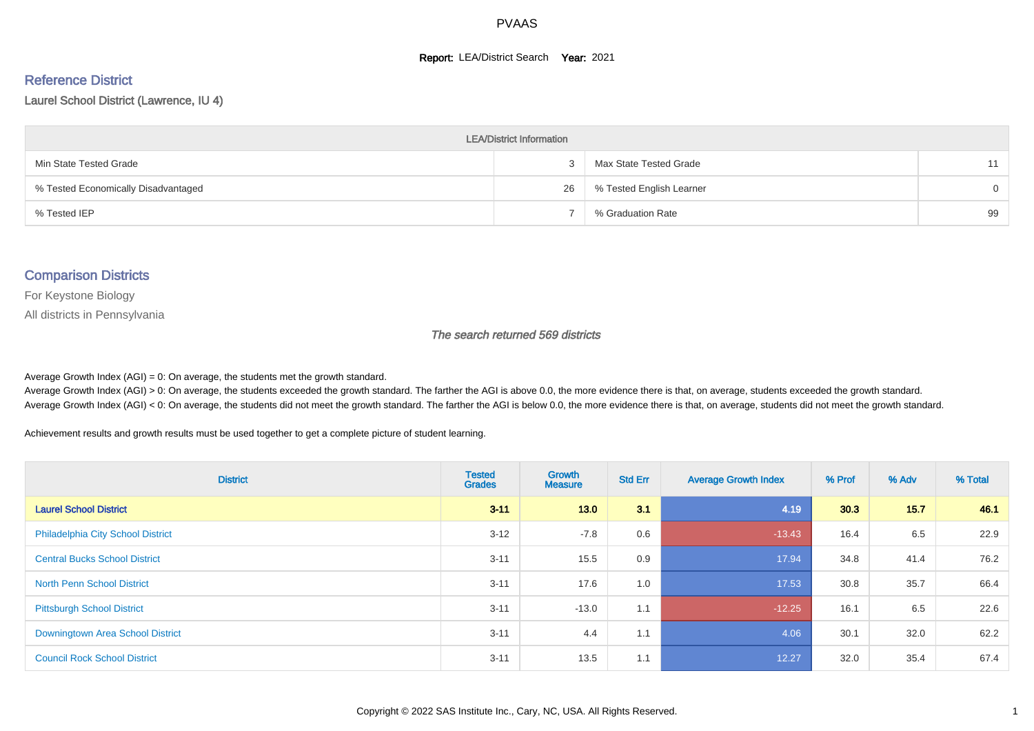PVAAS

**Report:** LEA/District Search **Year:** 2021

## Reference District

Laurel School District (Lawrence, IU 4)

| LEA/District Information | | | |
|---|---|---|---|
| Min State Tested Grade | 3 | Max State Tested Grade | 11 |
| % Tested Economically Disadvantaged | 26 | % Tested English Learner | 0 |
| % Tested IEP | 7 | % Graduation Rate | 99 |

## Comparison Districts

For Keystone Biology

All districts in Pennsylvania

*The search returned 569 districts*

Average Growth Index (AGI) = 0: On average, the students met the growth standard.
Average Growth Index (AGI) > 0: On average, the students exceeded the growth standard. The farther the AGI is above 0.0, the more evidence there is that, on average, students exceeded the growth standard.
Average Growth Index (AGI) < 0: On average, the students did not meet the growth standard. The farther the AGI is below 0.0, the more evidence there is that, on average, students did not meet the growth standard.

Achievement results and growth results must be used together to get a complete picture of student learning.

| District | Tested Grades | Growth Measure | Std Err | Average Growth Index | % Prof | % Adv | % Total |
|---|---|---|---|---|---|---|---|
| **Laurel School District** | **3-11** | **13.0** | **3.1** | **4.19** | **30.3** | **15.7** | **46.1** |
| Philadelphia City School District | 3-12 | -7.8 | 0.6 | -13.43 | 16.4 | 6.5 | 22.9 |
| Central Bucks School District | 3-11 | 15.5 | 0.9 | 17.94 | 34.8 | 41.4 | 76.2 |
| North Penn School District | 3-11 | 17.6 | 1.0 | 17.53 | 30.8 | 35.7 | 66.4 |
| Pittsburgh School District | 3-11 | -13.0 | 1.1 | -12.25 | 16.1 | 6.5 | 22.6 |
| Downingtown Area School District | 3-11 | 4.4 | 1.1 | 4.06 | 30.1 | 32.0 | 62.2 |
| Council Rock School District | 3-11 | 13.5 | 1.1 | 12.27 | 32.0 | 35.4 | 67.4 |

Copyright © 2022 SAS Institute Inc., Cary, NC, USA. All Rights Reserved.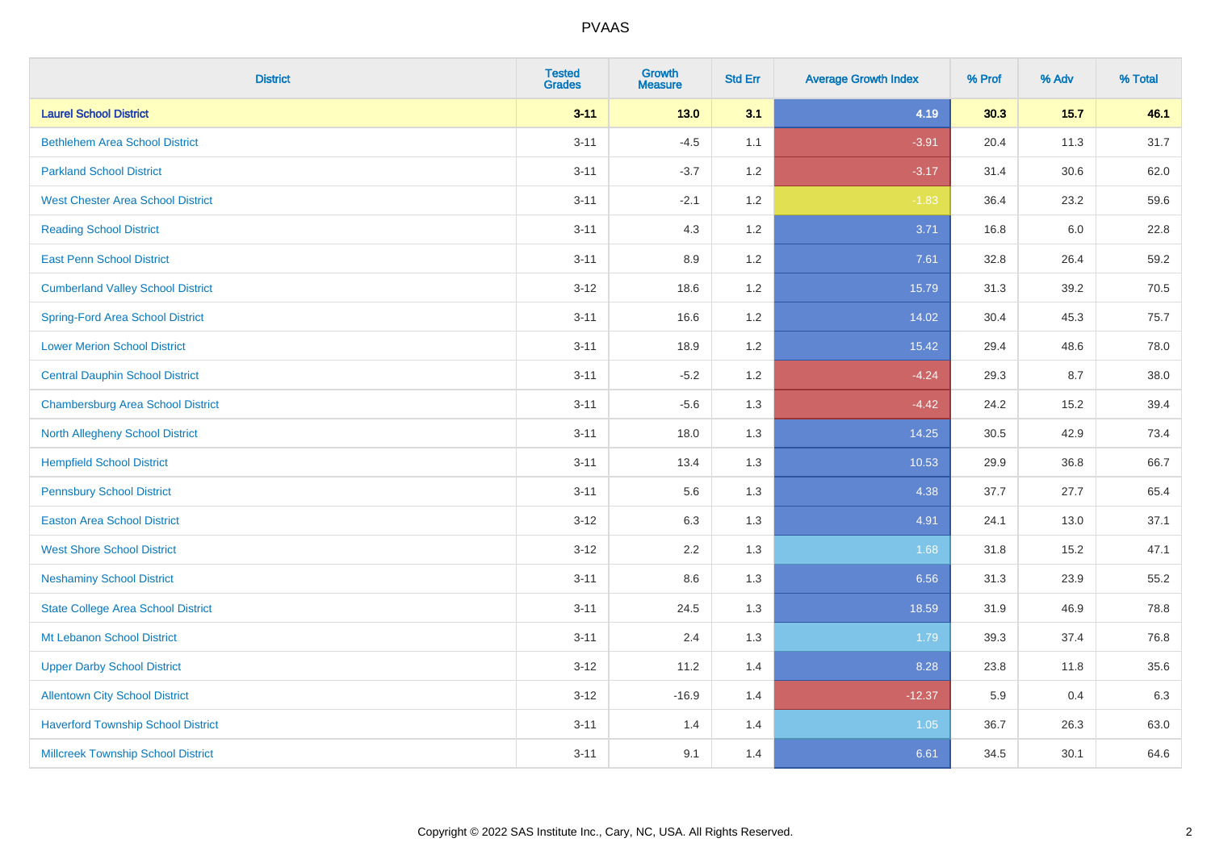| District | Tested Grades | Growth Measure | Std Err | Average Growth Index | % Prof | % Adv | % Total |
|---|---|---|---|---|---|---|---|
| **Laurel School District** | **3-11** | **13.0** | **3.1** | **4.19** | **30.3** | **15.7** | **46.1** |
| Bethlehem Area School District | 3-11 | -4.5 | 1.1 | -3.91 | 20.4 | 11.3 | 31.7 |
| Parkland School District | 3-11 | -3.7 | 1.2 | -3.17 | 31.4 | 30.6 | 62.0 |
| West Chester Area School District | 3-11 | -2.1 | 1.2 | -1.83 | 36.4 | 23.2 | 59.6 |
| Reading School District | 3-11 | 4.3 | 1.2 | 3.71 | 16.8 | 6.0 | 22.8 |
| East Penn School District | 3-11 | 8.9 | 1.2 | 7.61 | 32.8 | 26.4 | 59.2 |
| Cumberland Valley School District | 3-12 | 18.6 | 1.2 | 15.79 | 31.3 | 39.2 | 70.5 |
| Spring-Ford Area School District | 3-11 | 16.6 | 1.2 | 14.02 | 30.4 | 45.3 | 75.7 |
| Lower Merion School District | 3-11 | 18.9 | 1.2 | 15.42 | 29.4 | 48.6 | 78.0 |
| Central Dauphin School District | 3-11 | -5.2 | 1.2 | -4.24 | 29.3 | 8.7 | 38.0 |
| Chambersburg Area School District | 3-11 | -5.6 | 1.3 | -4.42 | 24.2 | 15.2 | 39.4 |
| North Allegheny School District | 3-11 | 18.0 | 1.3 | 14.25 | 30.5 | 42.9 | 73.4 |
| Hempfield School District | 3-11 | 13.4 | 1.3 | 10.53 | 29.9 | 36.8 | 66.7 |
| Pennsbury School District | 3-11 | 5.6 | 1.3 | 4.38 | 37.7 | 27.7 | 65.4 |
| Easton Area School District | 3-12 | 6.3 | 1.3 | 4.91 | 24.1 | 13.0 | 37.1 |
| West Shore School District | 3-12 | 2.2 | 1.3 | 1.68 | 31.8 | 15.2 | 47.1 |
| Neshaminy School District | 3-11 | 8.6 | 1.3 | 6.56 | 31.3 | 23.9 | 55.2 |
| State College Area School District | 3-11 | 24.5 | 1.3 | 18.59 | 31.9 | 46.9 | 78.8 |
| Mt Lebanon School District | 3-11 | 2.4 | 1.3 | 1.79 | 39.3 | 37.4 | 76.8 |
| Upper Darby School District | 3-12 | 11.2 | 1.4 | 8.28 | 23.8 | 11.8 | 35.6 |
| Allentown City School District | 3-12 | -16.9 | 1.4 | -12.37 | 5.9 | 0.4 | 6.3 |
| Haverford Township School District | 3-11 | 1.4 | 1.4 | 1.05 | 36.7 | 26.3 | 63.0 |
| Millcreek Township School District | 3-11 | 9.1 | 1.4 | 6.61 | 34.5 | 30.1 | 64.6 |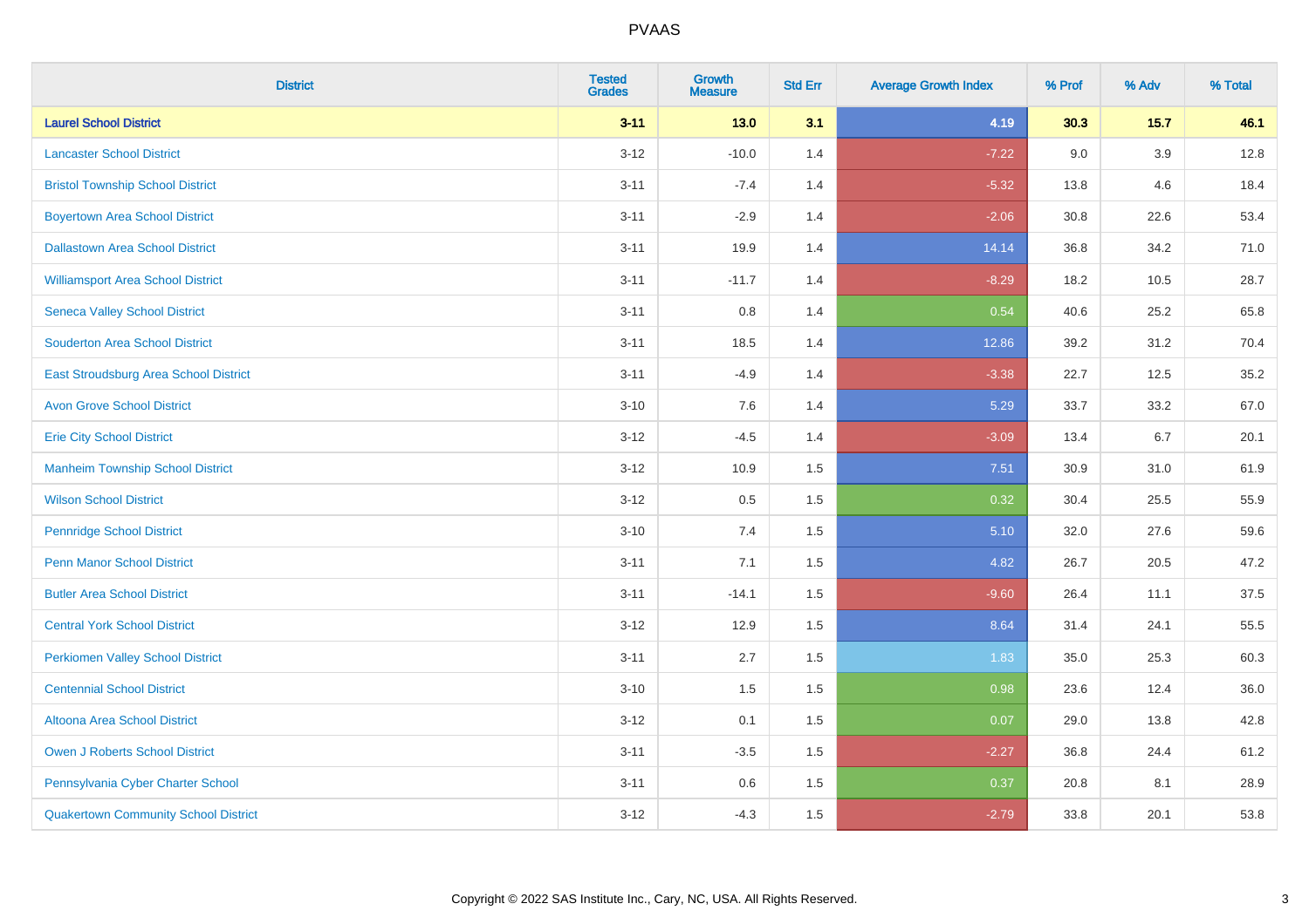# PVAAS

| District | Tested Grades | Growth Measure | Std Err | Average Growth Index | % Prof | % Adv | % Total |
|---|---|---|---|---|---|---|---|
| **Laurel School District** | **3-11** | **13.0** | **3.1** | **4.19** | **30.3** | **15.7** | **46.1** |
| Lancaster School District | 3-12 | -10.0 | 1.4 | -7.22 | 9.0 | 3.9 | 12.8 |
| Bristol Township School District | 3-11 | -7.4 | 1.4 | -5.32 | 13.8 | 4.6 | 18.4 |
| Boyertown Area School District | 3-11 | -2.9 | 1.4 | -2.06 | 30.8 | 22.6 | 53.4 |
| Dallastown Area School District | 3-11 | 19.9 | 1.4 | 14.14 | 36.8 | 34.2 | 71.0 |
| Williamsport Area School District | 3-11 | -11.7 | 1.4 | -8.29 | 18.2 | 10.5 | 28.7 |
| Seneca Valley School District | 3-11 | 0.8 | 1.4 | 0.54 | 40.6 | 25.2 | 65.8 |
| Souderton Area School District | 3-11 | 18.5 | 1.4 | 12.86 | 39.2 | 31.2 | 70.4 |
| East Stroudsburg Area School District | 3-11 | -4.9 | 1.4 | -3.38 | 22.7 | 12.5 | 35.2 |
| Avon Grove School District | 3-10 | 7.6 | 1.4 | 5.29 | 33.7 | 33.2 | 67.0 |
| Erie City School District | 3-12 | -4.5 | 1.4 | -3.09 | 13.4 | 6.7 | 20.1 |
| Manheim Township School District | 3-12 | 10.9 | 1.5 | 7.51 | 30.9 | 31.0 | 61.9 |
| Wilson School District | 3-12 | 0.5 | 1.5 | 0.32 | 30.4 | 25.5 | 55.9 |
| Pennridge School District | 3-10 | 7.4 | 1.5 | 5.10 | 32.0 | 27.6 | 59.6 |
| Penn Manor School District | 3-11 | 7.1 | 1.5 | 4.82 | 26.7 | 20.5 | 47.2 |
| Butler Area School District | 3-11 | -14.1 | 1.5 | -9.60 | 26.4 | 11.1 | 37.5 |
| Central York School District | 3-12 | 12.9 | 1.5 | 8.64 | 31.4 | 24.1 | 55.5 |
| Perkiomen Valley School District | 3-11 | 2.7 | 1.5 | 1.83 | 35.0 | 25.3 | 60.3 |
| Centennial School District | 3-10 | 1.5 | 1.5 | 0.98 | 23.6 | 12.4 | 36.0 |
| Altoona Area School District | 3-12 | 0.1 | 1.5 | 0.07 | 29.0 | 13.8 | 42.8 |
| Owen J Roberts School District | 3-11 | -3.5 | 1.5 | -2.27 | 36.8 | 24.4 | 61.2 |
| Pennsylvania Cyber Charter School | 3-11 | 0.6 | 1.5 | 0.37 | 20.8 | 8.1 | 28.9 |
| Quakertown Community School District | 3-12 | -4.3 | 1.5 | -2.79 | 33.8 | 20.1 | 53.8 |

Copyright © 2022 SAS Institute Inc., Cary, NC, USA. All Rights Reserved.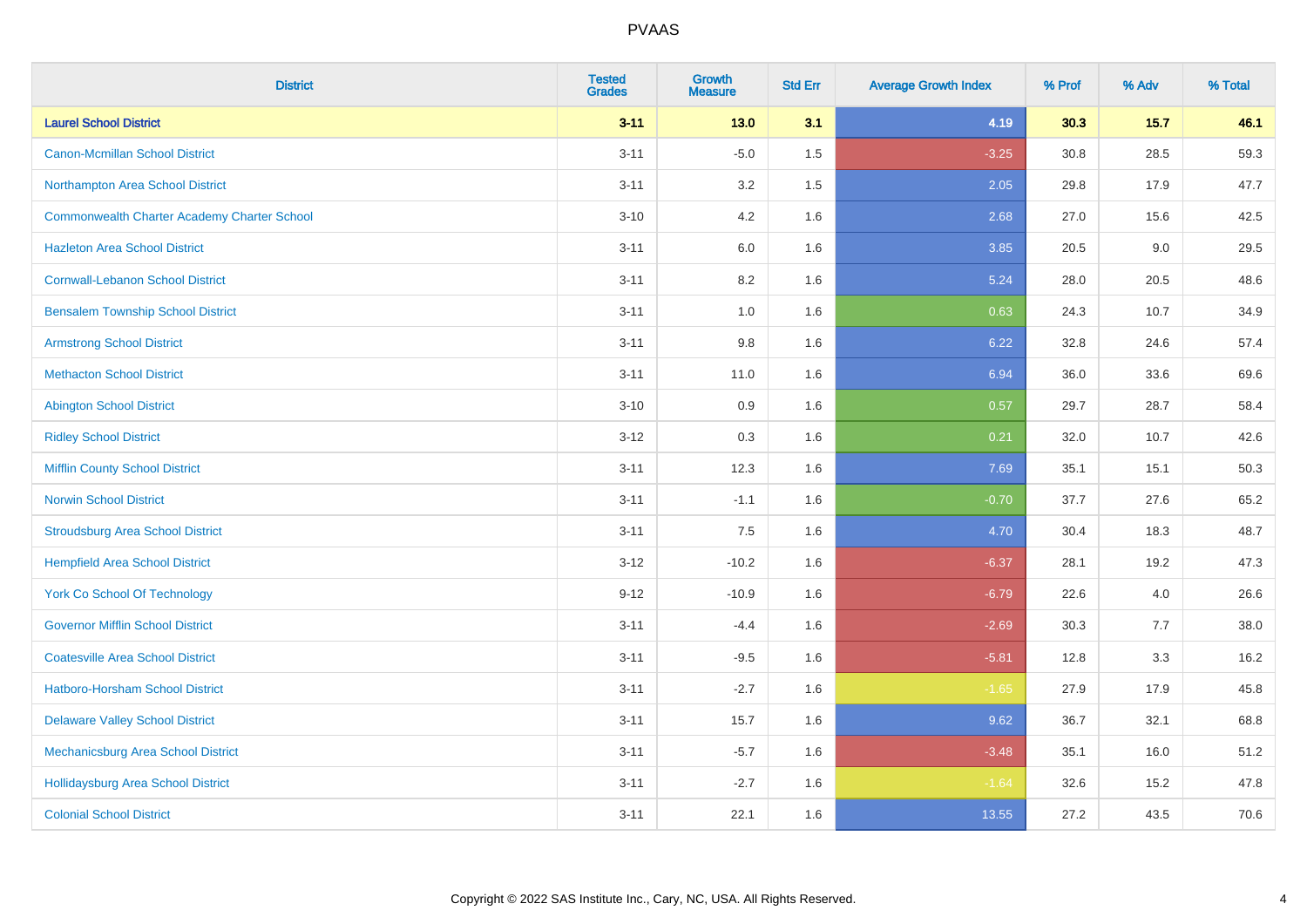# PVAAS

| District | Tested Grades | Growth Measure | Std Err | Average Growth Index | % Prof | % Adv | % Total |
|---|---|---|---|---|---|---|---|
| **Laurel School District** | **3-11** | **13.0** | **3.1** | **4.19** | **30.3** | **15.7** | **46.1** |
| Canon-Mcmillan School District | 3-11 | -5.0 | 1.5 | -3.25 | 30.8 | 28.5 | 59.3 |
| Northampton Area School District | 3-11 | 3.2 | 1.5 | 2.05 | 29.8 | 17.9 | 47.7 |
| Commonwealth Charter Academy Charter School | 3-10 | 4.2 | 1.6 | 2.68 | 27.0 | 15.6 | 42.5 |
| Hazleton Area School District | 3-11 | 6.0 | 1.6 | 3.85 | 20.5 | 9.0 | 29.5 |
| Cornwall-Lebanon School District | 3-11 | 8.2 | 1.6 | 5.24 | 28.0 | 20.5 | 48.6 |
| Bensalem Township School District | 3-11 | 1.0 | 1.6 | 0.63 | 24.3 | 10.7 | 34.9 |
| Armstrong School District | 3-11 | 9.8 | 1.6 | 6.22 | 32.8 | 24.6 | 57.4 |
| Methacton School District | 3-11 | 11.0 | 1.6 | 6.94 | 36.0 | 33.6 | 69.6 |
| Abington School District | 3-10 | 0.9 | 1.6 | 0.57 | 29.7 | 28.7 | 58.4 |
| Ridley School District | 3-12 | 0.3 | 1.6 | 0.21 | 32.0 | 10.7 | 42.6 |
| Mifflin County School District | 3-11 | 12.3 | 1.6 | 7.69 | 35.1 | 15.1 | 50.3 |
| Norwin School District | 3-11 | -1.1 | 1.6 | -0.70 | 37.7 | 27.6 | 65.2 |
| Stroudsburg Area School District | 3-11 | 7.5 | 1.6 | 4.70 | 30.4 | 18.3 | 48.7 |
| Hempfield Area School District | 3-12 | -10.2 | 1.6 | -6.37 | 28.1 | 19.2 | 47.3 |
| York Co School Of Technology | 9-12 | -10.9 | 1.6 | -6.79 | 22.6 | 4.0 | 26.6 |
| Governor Mifflin School District | 3-11 | -4.4 | 1.6 | -2.69 | 30.3 | 7.7 | 38.0 |
| Coatesville Area School District | 3-11 | -9.5 | 1.6 | -5.81 | 12.8 | 3.3 | 16.2 |
| Hatboro-Horsham School District | 3-11 | -2.7 | 1.6 | -1.65 | 27.9 | 17.9 | 45.8 |
| Delaware Valley School District | 3-11 | 15.7 | 1.6 | 9.62 | 36.7 | 32.1 | 68.8 |
| Mechanicsburg Area School District | 3-11 | -5.7 | 1.6 | -3.48 | 35.1 | 16.0 | 51.2 |
| Hollidaysburg Area School District | 3-11 | -2.7 | 1.6 | -1.64 | 32.6 | 15.2 | 47.8 |
| Colonial School District | 3-11 | 22.1 | 1.6 | 13.55 | 27.2 | 43.5 | 70.6 |

Copyright © 2022 SAS Institute Inc., Cary, NC, USA. All Rights Reserved.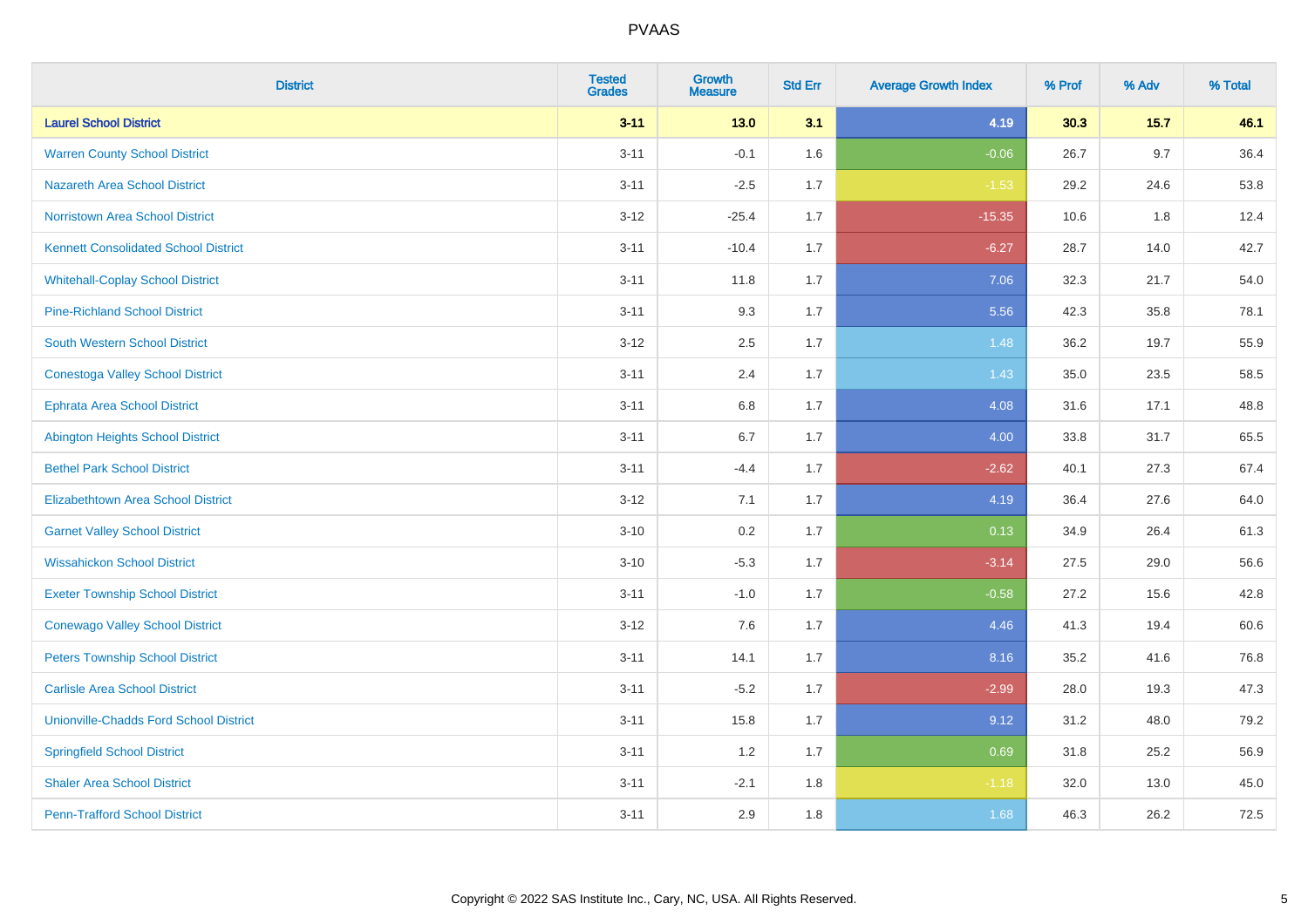| District | Tested Grades | Growth Measure | Std Err | Average Growth Index | % Prof | % Adv | % Total |
|---|---|---|---|---|---|---|---|
| **Laurel School District** | **3-11** | **13.0** | **3.1** | **4.19** | **30.3** | **15.7** | **46.1** |
| Warren County School District | 3-11 | -0.1 | 1.6 | -0.06 | 26.7 | 9.7 | 36.4 |
| Nazareth Area School District | 3-11 | -2.5 | 1.7 | -1.53 | 29.2 | 24.6 | 53.8 |
| Norristown Area School District | 3-12 | -25.4 | 1.7 | -15.35 | 10.6 | 1.8 | 12.4 |
| Kennett Consolidated School District | 3-11 | -10.4 | 1.7 | -6.27 | 28.7 | 14.0 | 42.7 |
| Whitehall-Coplay School District | 3-11 | 11.8 | 1.7 | 7.06 | 32.3 | 21.7 | 54.0 |
| Pine-Richland School District | 3-11 | 9.3 | 1.7 | 5.56 | 42.3 | 35.8 | 78.1 |
| South Western School District | 3-12 | 2.5 | 1.7 | 1.48 | 36.2 | 19.7 | 55.9 |
| Conestoga Valley School District | 3-11 | 2.4 | 1.7 | 1.43 | 35.0 | 23.5 | 58.5 |
| Ephrata Area School District | 3-11 | 6.8 | 1.7 | 4.08 | 31.6 | 17.1 | 48.8 |
| Abington Heights School District | 3-11 | 6.7 | 1.7 | 4.00 | 33.8 | 31.7 | 65.5 |
| Bethel Park School District | 3-11 | -4.4 | 1.7 | -2.62 | 40.1 | 27.3 | 67.4 |
| Elizabethtown Area School District | 3-12 | 7.1 | 1.7 | 4.19 | 36.4 | 27.6 | 64.0 |
| Garnet Valley School District | 3-10 | 0.2 | 1.7 | 0.13 | 34.9 | 26.4 | 61.3 |
| Wissahickon School District | 3-10 | -5.3 | 1.7 | -3.14 | 27.5 | 29.0 | 56.6 |
| Exeter Township School District | 3-11 | -1.0 | 1.7 | -0.58 | 27.2 | 15.6 | 42.8 |
| Conewago Valley School District | 3-12 | 7.6 | 1.7 | 4.46 | 41.3 | 19.4 | 60.6 |
| Peters Township School District | 3-11 | 14.1 | 1.7 | 8.16 | 35.2 | 41.6 | 76.8 |
| Carlisle Area School District | 3-11 | -5.2 | 1.7 | -2.99 | 28.0 | 19.3 | 47.3 |
| Unionville-Chadds Ford School District | 3-11 | 15.8 | 1.7 | 9.12 | 31.2 | 48.0 | 79.2 |
| Springfield School District | 3-11 | 1.2 | 1.7 | 0.69 | 31.8 | 25.2 | 56.9 |
| Shaler Area School District | 3-11 | -2.1 | 1.8 | -1.18 | 32.0 | 13.0 | 45.0 |
| Penn-Trafford School District | 3-11 | 2.9 | 1.8 | 1.68 | 46.3 | 26.2 | 72.5 |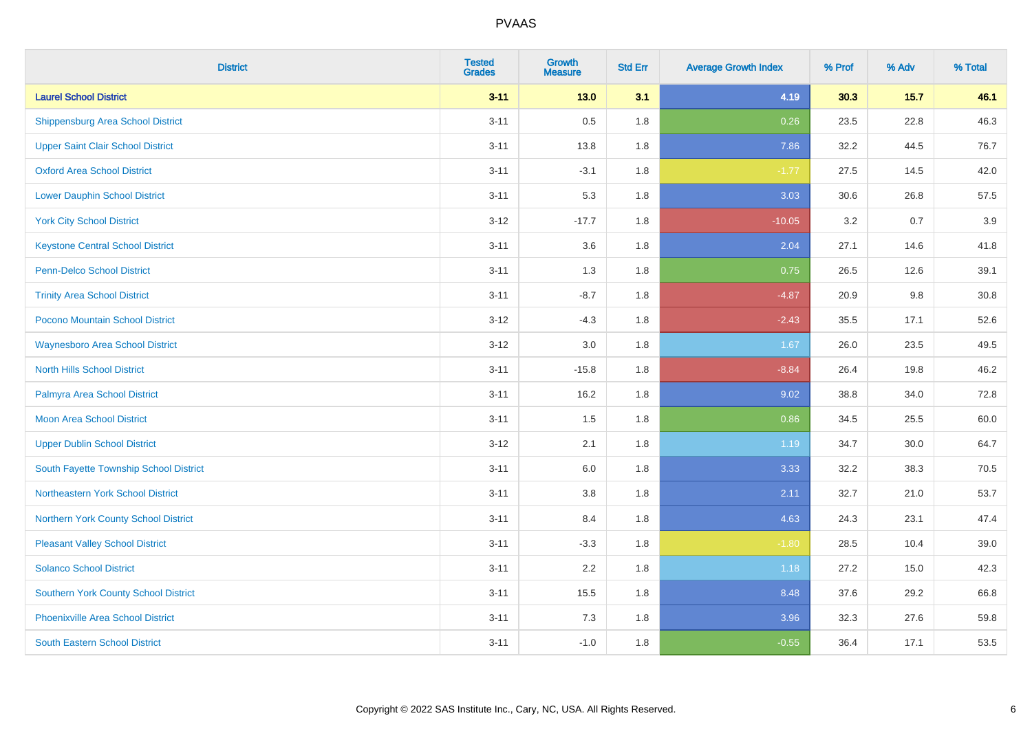| District | Tested Grades | Growth Measure | Std Err | Average Growth Index | % Prof | % Adv | % Total |
|---|---|---|---|---|---|---|---|
| **Laurel School District** | **3-11** | **13.0** | **3.1** | **4.19** | **30.3** | **15.7** | **46.1** |
| Shippensburg Area School District | 3-11 | 0.5 | 1.8 | 0.26 | 23.5 | 22.8 | 46.3 |
| Upper Saint Clair School District | 3-11 | 13.8 | 1.8 | 7.86 | 32.2 | 44.5 | 76.7 |
| Oxford Area School District | 3-11 | -3.1 | 1.8 | -1.77 | 27.5 | 14.5 | 42.0 |
| Lower Dauphin School District | 3-11 | 5.3 | 1.8 | 3.03 | 30.6 | 26.8 | 57.5 |
| York City School District | 3-12 | -17.7 | 1.8 | -10.05 | 3.2 | 0.7 | 3.9 |
| Keystone Central School District | 3-11 | 3.6 | 1.8 | 2.04 | 27.1 | 14.6 | 41.8 |
| Penn-Delco School District | 3-11 | 1.3 | 1.8 | 0.75 | 26.5 | 12.6 | 39.1 |
| Trinity Area School District | 3-11 | -8.7 | 1.8 | -4.87 | 20.9 | 9.8 | 30.8 |
| Pocono Mountain School District | 3-12 | -4.3 | 1.8 | -2.43 | 35.5 | 17.1 | 52.6 |
| Waynesboro Area School District | 3-12 | 3.0 | 1.8 | 1.67 | 26.0 | 23.5 | 49.5 |
| North Hills School District | 3-11 | -15.8 | 1.8 | -8.84 | 26.4 | 19.8 | 46.2 |
| Palmyra Area School District | 3-11 | 16.2 | 1.8 | 9.02 | 38.8 | 34.0 | 72.8 |
| Moon Area School District | 3-11 | 1.5 | 1.8 | 0.86 | 34.5 | 25.5 | 60.0 |
| Upper Dublin School District | 3-12 | 2.1 | 1.8 | 1.19 | 34.7 | 30.0 | 64.7 |
| South Fayette Township School District | 3-11 | 6.0 | 1.8 | 3.33 | 32.2 | 38.3 | 70.5 |
| Northeastern York School District | 3-11 | 3.8 | 1.8 | 2.11 | 32.7 | 21.0 | 53.7 |
| Northern York County School District | 3-11 | 8.4 | 1.8 | 4.63 | 24.3 | 23.1 | 47.4 |
| Pleasant Valley School District | 3-11 | -3.3 | 1.8 | -1.80 | 28.5 | 10.4 | 39.0 |
| Solanco School District | 3-11 | 2.2 | 1.8 | 1.18 | 27.2 | 15.0 | 42.3 |
| Southern York County School District | 3-11 | 15.5 | 1.8 | 8.48 | 37.6 | 29.2 | 66.8 |
| Phoenixville Area School District | 3-11 | 7.3 | 1.8 | 3.96 | 32.3 | 27.6 | 59.8 |
| South Eastern School District | 3-11 | -1.0 | 1.8 | -0.55 | 36.4 | 17.1 | 53.5 |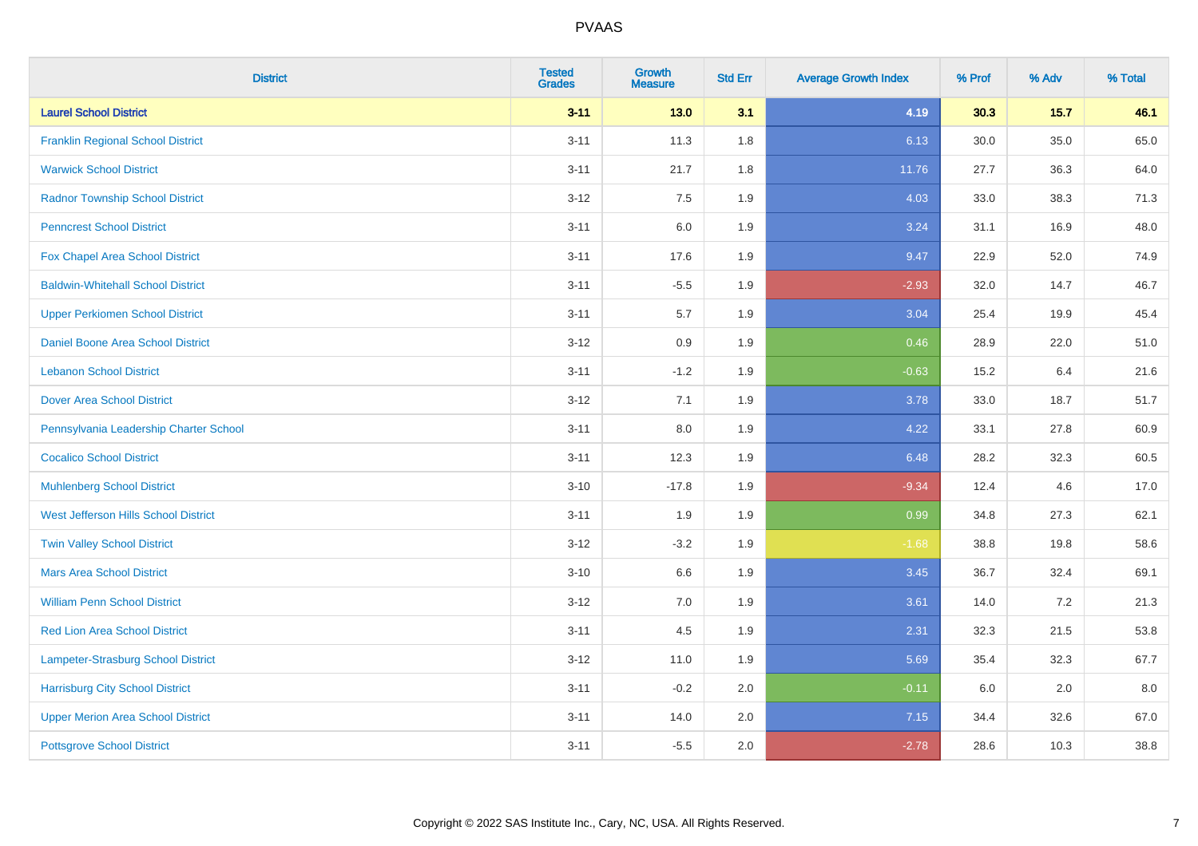# PVAAS

| District | Tested Grades | Growth Measure | Std Err | Average Growth Index | % Prof | % Adv | % Total |
|---|---|---|---|---|---|---|---|
| **Laurel School District** | **3-11** | **13.0** | **3.1** | **4.19** | **30.3** | **15.7** | **46.1** |
| Franklin Regional School District | 3-11 | 11.3 | 1.8 | 6.13 | 30.0 | 35.0 | 65.0 |
| Warwick School District | 3-11 | 21.7 | 1.8 | 11.76 | 27.7 | 36.3 | 64.0 |
| Radnor Township School District | 3-12 | 7.5 | 1.9 | 4.03 | 33.0 | 38.3 | 71.3 |
| Penncrest School District | 3-11 | 6.0 | 1.9 | 3.24 | 31.1 | 16.9 | 48.0 |
| Fox Chapel Area School District | 3-11 | 17.6 | 1.9 | 9.47 | 22.9 | 52.0 | 74.9 |
| Baldwin-Whitehall School District | 3-11 | -5.5 | 1.9 | -2.93 | 32.0 | 14.7 | 46.7 |
| Upper Perkiomen School District | 3-11 | 5.7 | 1.9 | 3.04 | 25.4 | 19.9 | 45.4 |
| Daniel Boone Area School District | 3-12 | 0.9 | 1.9 | 0.46 | 28.9 | 22.0 | 51.0 |
| Lebanon School District | 3-11 | -1.2 | 1.9 | -0.63 | 15.2 | 6.4 | 21.6 |
| Dover Area School District | 3-12 | 7.1 | 1.9 | 3.78 | 33.0 | 18.7 | 51.7 |
| Pennsylvania Leadership Charter School | 3-11 | 8.0 | 1.9 | 4.22 | 33.1 | 27.8 | 60.9 |
| Cocalico School District | 3-11 | 12.3 | 1.9 | 6.48 | 28.2 | 32.3 | 60.5 |
| Muhlenberg School District | 3-10 | -17.8 | 1.9 | -9.34 | 12.4 | 4.6 | 17.0 |
| West Jefferson Hills School District | 3-11 | 1.9 | 1.9 | 0.99 | 34.8 | 27.3 | 62.1 |
| Twin Valley School District | 3-12 | -3.2 | 1.9 | -1.68 | 38.8 | 19.8 | 58.6 |
| Mars Area School District | 3-10 | 6.6 | 1.9 | 3.45 | 36.7 | 32.4 | 69.1 |
| William Penn School District | 3-12 | 7.0 | 1.9 | 3.61 | 14.0 | 7.2 | 21.3 |
| Red Lion Area School District | 3-11 | 4.5 | 1.9 | 2.31 | 32.3 | 21.5 | 53.8 |
| Lampeter-Strasburg School District | 3-12 | 11.0 | 1.9 | 5.69 | 35.4 | 32.3 | 67.7 |
| Harrisburg City School District | 3-11 | -0.2 | 2.0 | -0.11 | 6.0 | 2.0 | 8.0 |
| Upper Merion Area School District | 3-11 | 14.0 | 2.0 | 7.15 | 34.4 | 32.6 | 67.0 |
| Pottsgrove School District | 3-11 | -5.5 | 2.0 | -2.78 | 28.6 | 10.3 | 38.8 |

Copyright © 2022 SAS Institute Inc., Cary, NC, USA. All Rights Reserved.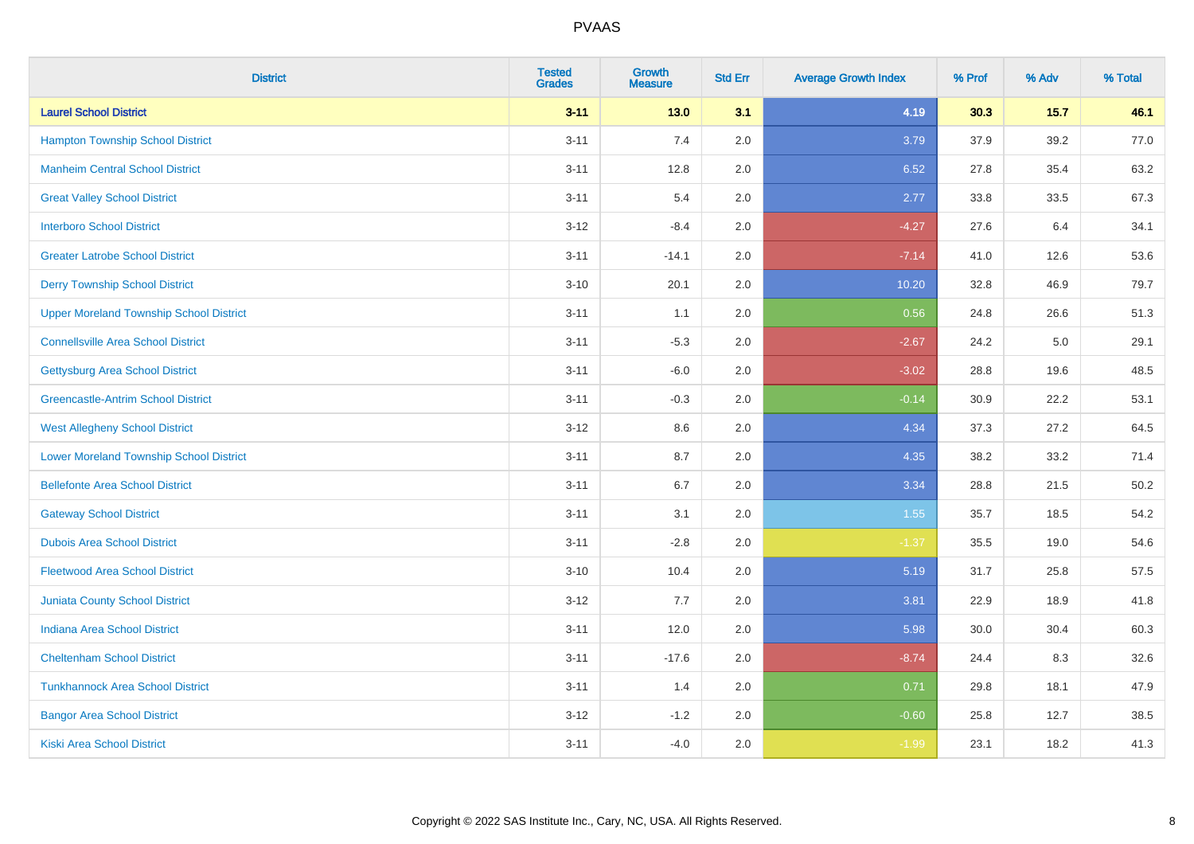| District | Tested Grades | Growth Measure | Std Err | Average Growth Index | % Prof | % Adv | % Total |
|---|---|---|---|---|---|---|---|
| **Laurel School District** | **3-11** | **13.0** | **3.1** | **4.19** | **30.3** | **15.7** | **46.1** |
| Hampton Township School District | 3-11 | 7.4 | 2.0 | 3.79 | 37.9 | 39.2 | 77.0 |
| Manheim Central School District | 3-11 | 12.8 | 2.0 | 6.52 | 27.8 | 35.4 | 63.2 |
| Great Valley School District | 3-11 | 5.4 | 2.0 | 2.77 | 33.8 | 33.5 | 67.3 |
| Interboro School District | 3-12 | -8.4 | 2.0 | -4.27 | 27.6 | 6.4 | 34.1 |
| Greater Latrobe School District | 3-11 | -14.1 | 2.0 | -7.14 | 41.0 | 12.6 | 53.6 |
| Derry Township School District | 3-10 | 20.1 | 2.0 | 10.20 | 32.8 | 46.9 | 79.7 |
| Upper Moreland Township School District | 3-11 | 1.1 | 2.0 | 0.56 | 24.8 | 26.6 | 51.3 |
| Connellsville Area School District | 3-11 | -5.3 | 2.0 | -2.67 | 24.2 | 5.0 | 29.1 |
| Gettysburg Area School District | 3-11 | -6.0 | 2.0 | -3.02 | 28.8 | 19.6 | 48.5 |
| Greencastle-Antrim School District | 3-11 | -0.3 | 2.0 | -0.14 | 30.9 | 22.2 | 53.1 |
| West Allegheny School District | 3-12 | 8.6 | 2.0 | 4.34 | 37.3 | 27.2 | 64.5 |
| Lower Moreland Township School District | 3-11 | 8.7 | 2.0 | 4.35 | 38.2 | 33.2 | 71.4 |
| Bellefonte Area School District | 3-11 | 6.7 | 2.0 | 3.34 | 28.8 | 21.5 | 50.2 |
| Gateway School District | 3-11 | 3.1 | 2.0 | 1.55 | 35.7 | 18.5 | 54.2 |
| Dubois Area School District | 3-11 | -2.8 | 2.0 | -1.37 | 35.5 | 19.0 | 54.6 |
| Fleetwood Area School District | 3-10 | 10.4 | 2.0 | 5.19 | 31.7 | 25.8 | 57.5 |
| Juniata County School District | 3-12 | 7.7 | 2.0 | 3.81 | 22.9 | 18.9 | 41.8 |
| Indiana Area School District | 3-11 | 12.0 | 2.0 | 5.98 | 30.0 | 30.4 | 60.3 |
| Cheltenham School District | 3-11 | -17.6 | 2.0 | -8.74 | 24.4 | 8.3 | 32.6 |
| Tunkhannock Area School District | 3-11 | 1.4 | 2.0 | 0.71 | 29.8 | 18.1 | 47.9 |
| Bangor Area School District | 3-12 | -1.2 | 2.0 | -0.60 | 25.8 | 12.7 | 38.5 |
| Kiski Area School District | 3-11 | -4.0 | 2.0 | -1.99 | 23.1 | 18.2 | 41.3 |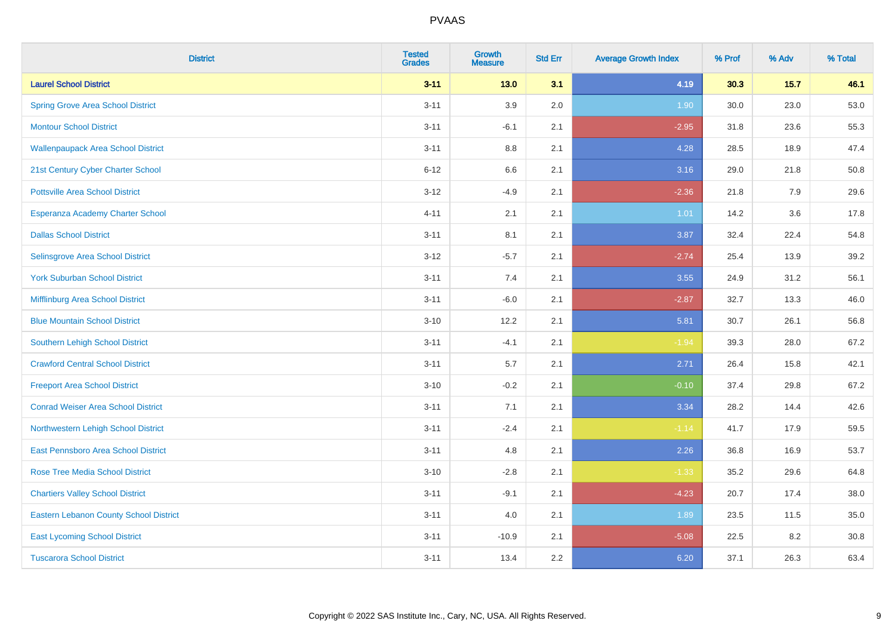| District | Tested Grades | Growth Measure | Std Err | Average Growth Index | % Prof | % Adv | % Total |
|---|---|---|---|---|---|---|---|
| **Laurel School District** | **3-11** | **13.0** | **3.1** | **4.19** | **30.3** | **15.7** | **46.1** |
| Spring Grove Area School District | 3-11 | 3.9 | 2.0 | 1.90 | 30.0 | 23.0 | 53.0 |
| Montour School District | 3-11 | -6.1 | 2.1 | -2.95 | 31.8 | 23.6 | 55.3 |
| Wallenpaupack Area School District | 3-11 | 8.8 | 2.1 | 4.28 | 28.5 | 18.9 | 47.4 |
| 21st Century Cyber Charter School | 6-12 | 6.6 | 2.1 | 3.16 | 29.0 | 21.8 | 50.8 |
| Pottsville Area School District | 3-12 | -4.9 | 2.1 | -2.36 | 21.8 | 7.9 | 29.6 |
| Esperanza Academy Charter School | 4-11 | 2.1 | 2.1 | 1.01 | 14.2 | 3.6 | 17.8 |
| Dallas School District | 3-11 | 8.1 | 2.1 | 3.87 | 32.4 | 22.4 | 54.8 |
| Selinsgrove Area School District | 3-12 | -5.7 | 2.1 | -2.74 | 25.4 | 13.9 | 39.2 |
| York Suburban School District | 3-11 | 7.4 | 2.1 | 3.55 | 24.9 | 31.2 | 56.1 |
| Mifflinburg Area School District | 3-11 | -6.0 | 2.1 | -2.87 | 32.7 | 13.3 | 46.0 |
| Blue Mountain School District | 3-10 | 12.2 | 2.1 | 5.81 | 30.7 | 26.1 | 56.8 |
| Southern Lehigh School District | 3-11 | -4.1 | 2.1 | -1.94 | 39.3 | 28.0 | 67.2 |
| Crawford Central School District | 3-11 | 5.7 | 2.1 | 2.71 | 26.4 | 15.8 | 42.1 |
| Freeport Area School District | 3-10 | -0.2 | 2.1 | -0.10 | 37.4 | 29.8 | 67.2 |
| Conrad Weiser Area School District | 3-11 | 7.1 | 2.1 | 3.34 | 28.2 | 14.4 | 42.6 |
| Northwestern Lehigh School District | 3-11 | -2.4 | 2.1 | -1.14 | 41.7 | 17.9 | 59.5 |
| East Pennsboro Area School District | 3-11 | 4.8 | 2.1 | 2.26 | 36.8 | 16.9 | 53.7 |
| Rose Tree Media School District | 3-10 | -2.8 | 2.1 | -1.33 | 35.2 | 29.6 | 64.8 |
| Chartiers Valley School District | 3-11 | -9.1 | 2.1 | -4.23 | 20.7 | 17.4 | 38.0 |
| Eastern Lebanon County School District | 3-11 | 4.0 | 2.1 | 1.89 | 23.5 | 11.5 | 35.0 |
| East Lycoming School District | 3-11 | -10.9 | 2.1 | -5.08 | 22.5 | 8.2 | 30.8 |
| Tuscarora School District | 3-11 | 13.4 | 2.2 | 6.20 | 37.1 | 26.3 | 63.4 |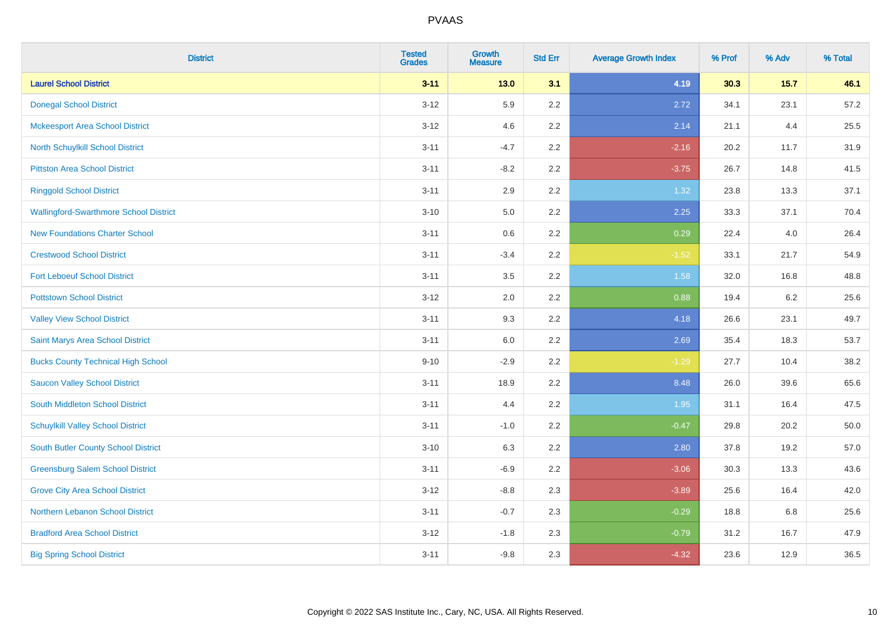# PVAAS

| District | Tested Grades | Growth Measure | Std Err | Average Growth Index | % Prof | % Adv | % Total |
|---|---|---|---|---|---|---|---|
| **Laurel School District** | **3-11** | **13.0** | **3.1** | **4.19** | **30.3** | **15.7** | **46.1** |
| Donegal School District | 3-12 | 5.9 | 2.2 | 2.72 | 34.1 | 23.1 | 57.2 |
| Mckeesport Area School District | 3-12 | 4.6 | 2.2 | 2.14 | 21.1 | 4.4 | 25.5 |
| North Schuylkill School District | 3-11 | -4.7 | 2.2 | -2.16 | 20.2 | 11.7 | 31.9 |
| Pittston Area School District | 3-11 | -8.2 | 2.2 | -3.75 | 26.7 | 14.8 | 41.5 |
| Ringgold School District | 3-11 | 2.9 | 2.2 | 1.32 | 23.8 | 13.3 | 37.1 |
| Wallingford-Swarthmore School District | 3-10 | 5.0 | 2.2 | 2.25 | 33.3 | 37.1 | 70.4 |
| New Foundations Charter School | 3-11 | 0.6 | 2.2 | 0.29 | 22.4 | 4.0 | 26.4 |
| Crestwood School District | 3-11 | -3.4 | 2.2 | -1.52 | 33.1 | 21.7 | 54.9 |
| Fort Leboeuf School District | 3-11 | 3.5 | 2.2 | 1.58 | 32.0 | 16.8 | 48.8 |
| Pottstown School District | 3-12 | 2.0 | 2.2 | 0.88 | 19.4 | 6.2 | 25.6 |
| Valley View School District | 3-11 | 9.3 | 2.2 | 4.18 | 26.6 | 23.1 | 49.7 |
| Saint Marys Area School District | 3-11 | 6.0 | 2.2 | 2.69 | 35.4 | 18.3 | 53.7 |
| Bucks County Technical High School | 9-10 | -2.9 | 2.2 | -1.29 | 27.7 | 10.4 | 38.2 |
| Saucon Valley School District | 3-11 | 18.9 | 2.2 | 8.48 | 26.0 | 39.6 | 65.6 |
| South Middleton School District | 3-11 | 4.4 | 2.2 | 1.95 | 31.1 | 16.4 | 47.5 |
| Schuylkill Valley School District | 3-11 | -1.0 | 2.2 | -0.47 | 29.8 | 20.2 | 50.0 |
| South Butler County School District | 3-10 | 6.3 | 2.2 | 2.80 | 37.8 | 19.2 | 57.0 |
| Greensburg Salem School District | 3-11 | -6.9 | 2.2 | -3.06 | 30.3 | 13.3 | 43.6 |
| Grove City Area School District | 3-12 | -8.8 | 2.3 | -3.89 | 25.6 | 16.4 | 42.0 |
| Northern Lebanon School District | 3-11 | -0.7 | 2.3 | -0.29 | 18.8 | 6.8 | 25.6 |
| Bradford Area School District | 3-12 | -1.8 | 2.3 | -0.79 | 31.2 | 16.7 | 47.9 |
| Big Spring School District | 3-11 | -9.8 | 2.3 | -4.32 | 23.6 | 12.9 | 36.5 |

Copyright © 2022 SAS Institute Inc., Cary, NC, USA. All Rights Reserved.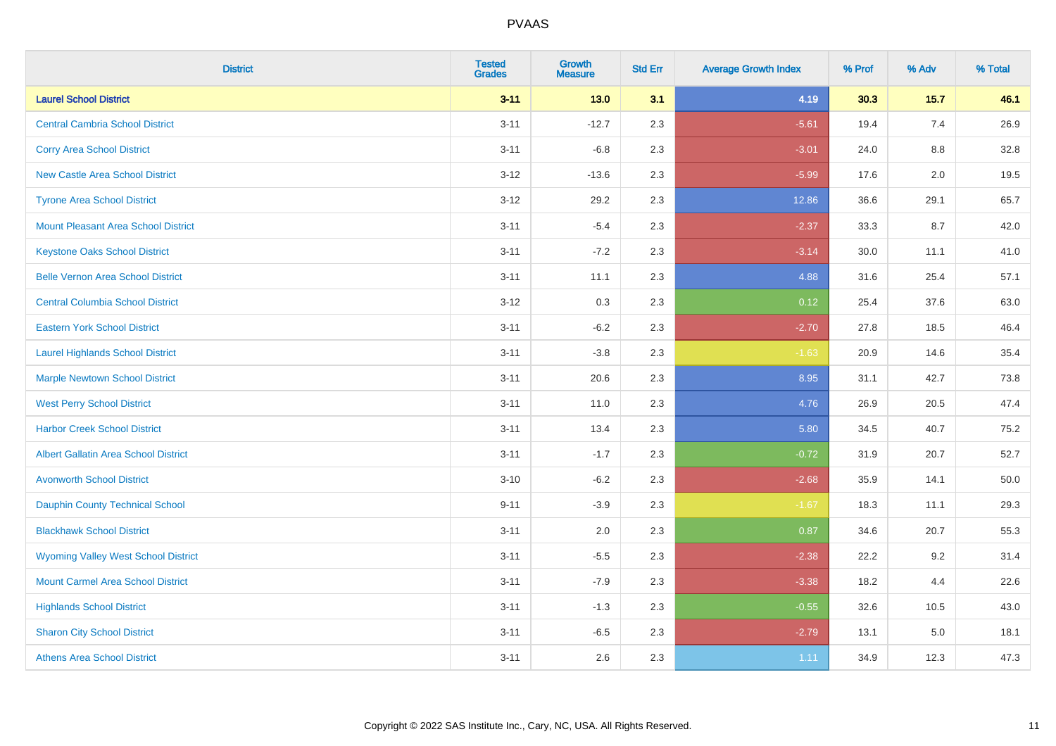| District | Tested Grades | Growth Measure | Std Err | Average Growth Index | % Prof | % Adv | % Total |
|---|---|---|---|---|---|---|---|
| **Laurel School District** | **3-11** | **13.0** | **3.1** | **4.19** | **30.3** | **15.7** | **46.1** |
| Central Cambria School District | 3-11 | -12.7 | 2.3 | -5.61 | 19.4 | 7.4 | 26.9 |
| Corry Area School District | 3-11 | -6.8 | 2.3 | -3.01 | 24.0 | 8.8 | 32.8 |
| New Castle Area School District | 3-12 | -13.6 | 2.3 | -5.99 | 17.6 | 2.0 | 19.5 |
| Tyrone Area School District | 3-12 | 29.2 | 2.3 | 12.86 | 36.6 | 29.1 | 65.7 |
| Mount Pleasant Area School District | 3-11 | -5.4 | 2.3 | -2.37 | 33.3 | 8.7 | 42.0 |
| Keystone Oaks School District | 3-11 | -7.2 | 2.3 | -3.14 | 30.0 | 11.1 | 41.0 |
| Belle Vernon Area School District | 3-11 | 11.1 | 2.3 | 4.88 | 31.6 | 25.4 | 57.1 |
| Central Columbia School District | 3-12 | 0.3 | 2.3 | 0.12 | 25.4 | 37.6 | 63.0 |
| Eastern York School District | 3-11 | -6.2 | 2.3 | -2.70 | 27.8 | 18.5 | 46.4 |
| Laurel Highlands School District | 3-11 | -3.8 | 2.3 | -1.63 | 20.9 | 14.6 | 35.4 |
| Marple Newtown School District | 3-11 | 20.6 | 2.3 | 8.95 | 31.1 | 42.7 | 73.8 |
| West Perry School District | 3-11 | 11.0 | 2.3 | 4.76 | 26.9 | 20.5 | 47.4 |
| Harbor Creek School District | 3-11 | 13.4 | 2.3 | 5.80 | 34.5 | 40.7 | 75.2 |
| Albert Gallatin Area School District | 3-11 | -1.7 | 2.3 | -0.72 | 31.9 | 20.7 | 52.7 |
| Avonworth School District | 3-10 | -6.2 | 2.3 | -2.68 | 35.9 | 14.1 | 50.0 |
| Dauphin County Technical School | 9-11 | -3.9 | 2.3 | -1.67 | 18.3 | 11.1 | 29.3 |
| Blackhawk School District | 3-11 | 2.0 | 2.3 | 0.87 | 34.6 | 20.7 | 55.3 |
| Wyoming Valley West School District | 3-11 | -5.5 | 2.3 | -2.38 | 22.2 | 9.2 | 31.4 |
| Mount Carmel Area School District | 3-11 | -7.9 | 2.3 | -3.38 | 18.2 | 4.4 | 22.6 |
| Highlands School District | 3-11 | -1.3 | 2.3 | -0.55 | 32.6 | 10.5 | 43.0 |
| Sharon City School District | 3-11 | -6.5 | 2.3 | -2.79 | 13.1 | 5.0 | 18.1 |
| Athens Area School District | 3-11 | 2.6 | 2.3 | 1.11 | 34.9 | 12.3 | 47.3 |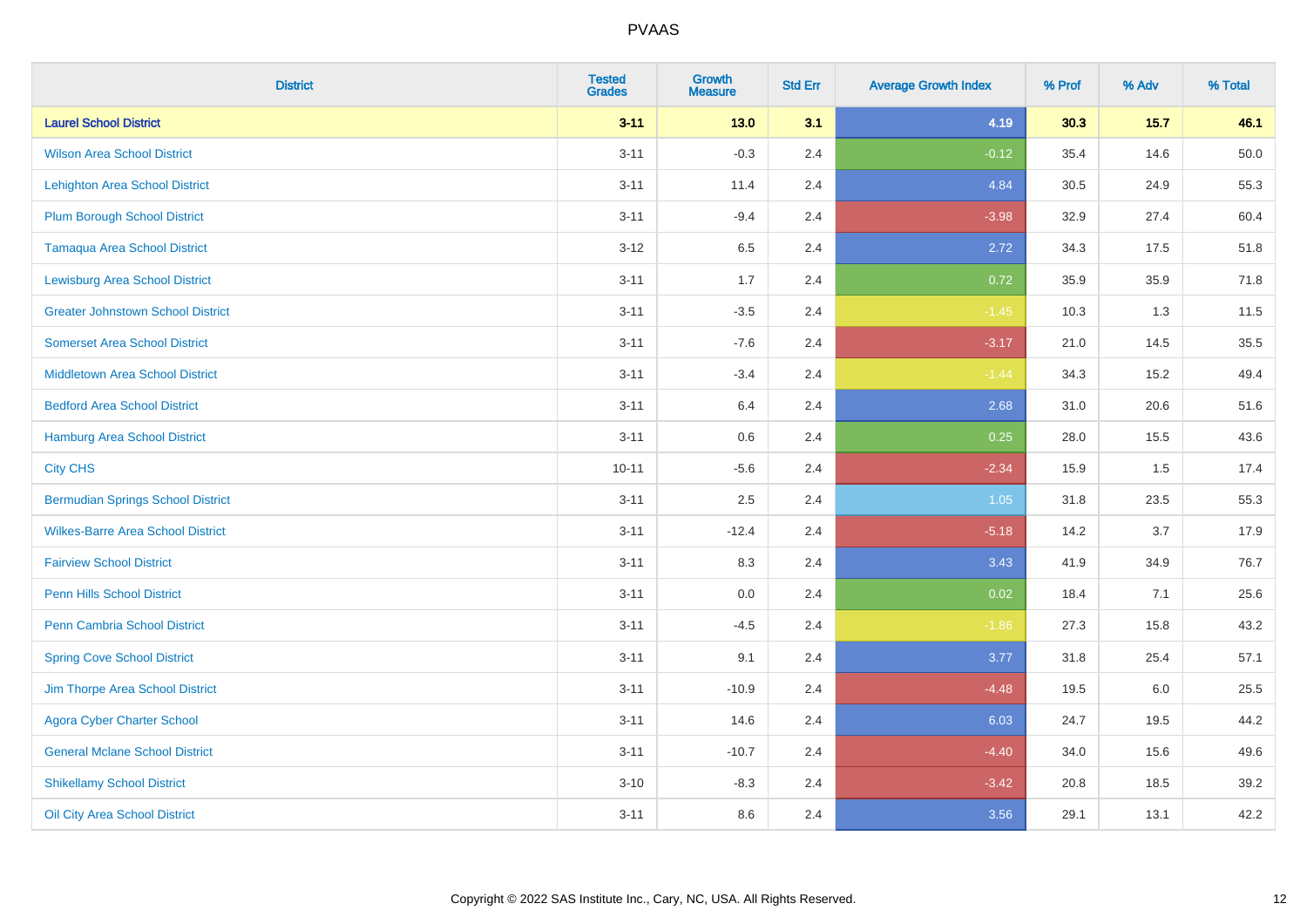# PVAAS

| District | Tested Grades | Growth Measure | Std Err | Average Growth Index | % Prof | % Adv | % Total |
|---|---|---|---|---|---|---|---|
| **Laurel School District** | **3-11** | **13.0** | **3.1** | **4.19** | **30.3** | **15.7** | **46.1** |
| Wilson Area School District | 3-11 | -0.3 | 2.4 | -0.12 | 35.4 | 14.6 | 50.0 |
| Lehighton Area School District | 3-11 | 11.4 | 2.4 | 4.84 | 30.5 | 24.9 | 55.3 |
| Plum Borough School District | 3-11 | -9.4 | 2.4 | -3.98 | 32.9 | 27.4 | 60.4 |
| Tamaqua Area School District | 3-12 | 6.5 | 2.4 | 2.72 | 34.3 | 17.5 | 51.8 |
| Lewisburg Area School District | 3-11 | 1.7 | 2.4 | 0.72 | 35.9 | 35.9 | 71.8 |
| Greater Johnstown School District | 3-11 | -3.5 | 2.4 | -1.45 | 10.3 | 1.3 | 11.5 |
| Somerset Area School District | 3-11 | -7.6 | 2.4 | -3.17 | 21.0 | 14.5 | 35.5 |
| Middletown Area School District | 3-11 | -3.4 | 2.4 | -1.44 | 34.3 | 15.2 | 49.4 |
| Bedford Area School District | 3-11 | 6.4 | 2.4 | 2.68 | 31.0 | 20.6 | 51.6 |
| Hamburg Area School District | 3-11 | 0.6 | 2.4 | 0.25 | 28.0 | 15.5 | 43.6 |
| City CHS | 10-11 | -5.6 | 2.4 | -2.34 | 15.9 | 1.5 | 17.4 |
| Bermudian Springs School District | 3-11 | 2.5 | 2.4 | 1.05 | 31.8 | 23.5 | 55.3 |
| Wilkes-Barre Area School District | 3-11 | -12.4 | 2.4 | -5.18 | 14.2 | 3.7 | 17.9 |
| Fairview School District | 3-11 | 8.3 | 2.4 | 3.43 | 41.9 | 34.9 | 76.7 |
| Penn Hills School District | 3-11 | 0.0 | 2.4 | 0.02 | 18.4 | 7.1 | 25.6 |
| Penn Cambria School District | 3-11 | -4.5 | 2.4 | -1.86 | 27.3 | 15.8 | 43.2 |
| Spring Cove School District | 3-11 | 9.1 | 2.4 | 3.77 | 31.8 | 25.4 | 57.1 |
| Jim Thorpe Area School District | 3-11 | -10.9 | 2.4 | -4.48 | 19.5 | 6.0 | 25.5 |
| Agora Cyber Charter School | 3-11 | 14.6 | 2.4 | 6.03 | 24.7 | 19.5 | 44.2 |
| General Mclane School District | 3-11 | -10.7 | 2.4 | -4.40 | 34.0 | 15.6 | 49.6 |
| Shikellamy School District | 3-10 | -8.3 | 2.4 | -3.42 | 20.8 | 18.5 | 39.2 |
| Oil City Area School District | 3-11 | 8.6 | 2.4 | 3.56 | 29.1 | 13.1 | 42.2 |

Copyright © 2022 SAS Institute Inc., Cary, NC, USA. All Rights Reserved.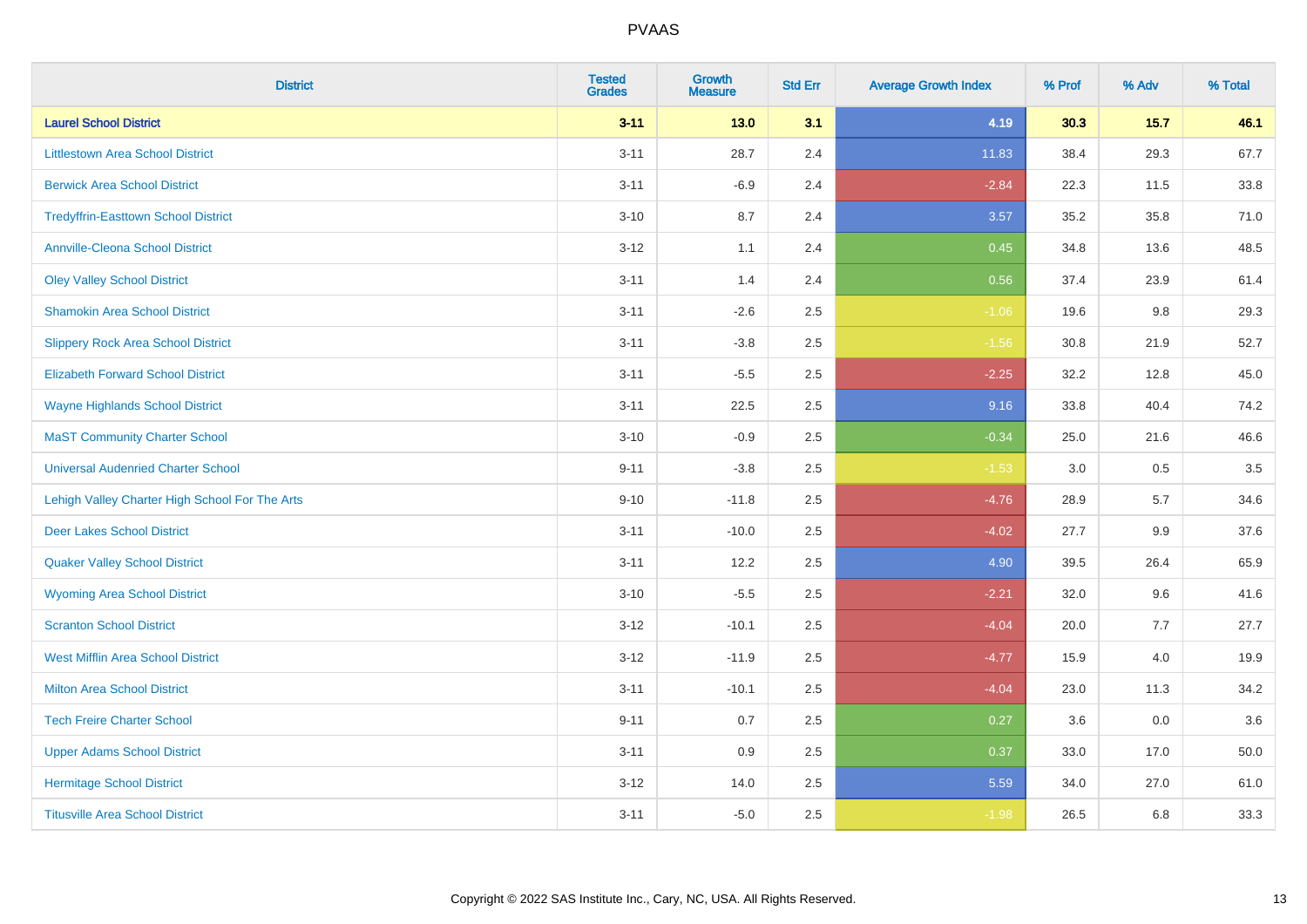# PVAAS

| District | Tested Grades | Growth Measure | Std Err | Average Growth Index | % Prof | % Adv | % Total |
|---|---|---|---|---|---|---|---|
| **Laurel School District** | **3-11** | **13.0** | **3.1** | **4.19** | **30.3** | **15.7** | **46.1** |
| Littlestown Area School District | 3-11 | 28.7 | 2.4 | 11.83 | 38.4 | 29.3 | 67.7 |
| Berwick Area School District | 3-11 | -6.9 | 2.4 | -2.84 | 22.3 | 11.5 | 33.8 |
| Tredyffrin-Easttown School District | 3-10 | 8.7 | 2.4 | 3.57 | 35.2 | 35.8 | 71.0 |
| Annville-Cleona School District | 3-12 | 1.1 | 2.4 | 0.45 | 34.8 | 13.6 | 48.5 |
| Oley Valley School District | 3-11 | 1.4 | 2.4 | 0.56 | 37.4 | 23.9 | 61.4 |
| Shamokin Area School District | 3-11 | -2.6 | 2.5 | -1.06 | 19.6 | 9.8 | 29.3 |
| Slippery Rock Area School District | 3-11 | -3.8 | 2.5 | -1.56 | 30.8 | 21.9 | 52.7 |
| Elizabeth Forward School District | 3-11 | -5.5 | 2.5 | -2.25 | 32.2 | 12.8 | 45.0 |
| Wayne Highlands School District | 3-11 | 22.5 | 2.5 | 9.16 | 33.8 | 40.4 | 74.2 |
| MaST Community Charter School | 3-10 | -0.9 | 2.5 | -0.34 | 25.0 | 21.6 | 46.6 |
| Universal Audenried Charter School | 9-11 | -3.8 | 2.5 | -1.53 | 3.0 | 0.5 | 3.5 |
| Lehigh Valley Charter High School For The Arts | 9-10 | -11.8 | 2.5 | -4.76 | 28.9 | 5.7 | 34.6 |
| Deer Lakes School District | 3-11 | -10.0 | 2.5 | -4.02 | 27.7 | 9.9 | 37.6 |
| Quaker Valley School District | 3-11 | 12.2 | 2.5 | 4.90 | 39.5 | 26.4 | 65.9 |
| Wyoming Area School District | 3-10 | -5.5 | 2.5 | -2.21 | 32.0 | 9.6 | 41.6 |
| Scranton School District | 3-12 | -10.1 | 2.5 | -4.04 | 20.0 | 7.7 | 27.7 |
| West Mifflin Area School District | 3-12 | -11.9 | 2.5 | -4.77 | 15.9 | 4.0 | 19.9 |
| Milton Area School District | 3-11 | -10.1 | 2.5 | -4.04 | 23.0 | 11.3 | 34.2 |
| Tech Freire Charter School | 9-11 | 0.7 | 2.5 | 0.27 | 3.6 | 0.0 | 3.6 |
| Upper Adams School District | 3-11 | 0.9 | 2.5 | 0.37 | 33.0 | 17.0 | 50.0 |
| Hermitage School District | 3-12 | 14.0 | 2.5 | 5.59 | 34.0 | 27.0 | 61.0 |
| Titusville Area School District | 3-11 | -5.0 | 2.5 | -1.98 | 26.5 | 6.8 | 33.3 |

Copyright © 2022 SAS Institute Inc., Cary, NC, USA. All Rights Reserved.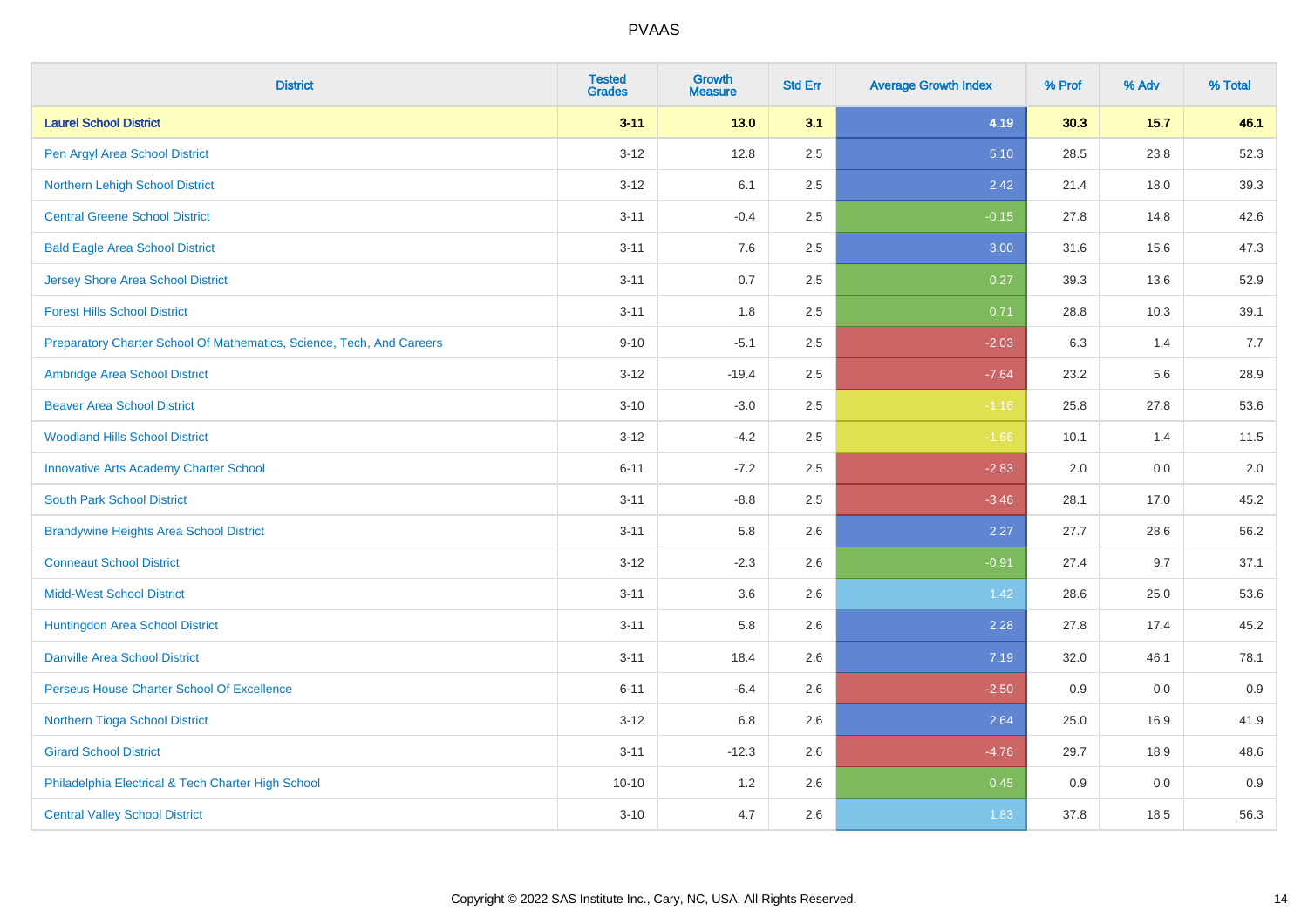| District | Tested Grades | Growth Measure | Std Err | Average Growth Index | % Prof | % Adv | % Total |
|---|---|---|---|---|---|---|---|
| **Laurel School District** | **3-11** | **13.0** | **3.1** | **4.19** | **30.3** | **15.7** | **46.1** |
| Pen Argyl Area School District | 3-12 | 12.8 | 2.5 | 5.10 | 28.5 | 23.8 | 52.3 |
| Northern Lehigh School District | 3-12 | 6.1 | 2.5 | 2.42 | 21.4 | 18.0 | 39.3 |
| Central Greene School District | 3-11 | -0.4 | 2.5 | -0.15 | 27.8 | 14.8 | 42.6 |
| Bald Eagle Area School District | 3-11 | 7.6 | 2.5 | 3.00 | 31.6 | 15.6 | 47.3 |
| Jersey Shore Area School District | 3-11 | 0.7 | 2.5 | 0.27 | 39.3 | 13.6 | 52.9 |
| Forest Hills School District | 3-11 | 1.8 | 2.5 | 0.71 | 28.8 | 10.3 | 39.1 |
| Preparatory Charter School Of Mathematics, Science, Tech, And Careers | 9-10 | -5.1 | 2.5 | -2.03 | 6.3 | 1.4 | 7.7 |
| Ambridge Area School District | 3-12 | -19.4 | 2.5 | -7.64 | 23.2 | 5.6 | 28.9 |
| Beaver Area School District | 3-10 | -3.0 | 2.5 | -1.16 | 25.8 | 27.8 | 53.6 |
| Woodland Hills School District | 3-12 | -4.2 | 2.5 | -1.66 | 10.1 | 1.4 | 11.5 |
| Innovative Arts Academy Charter School | 6-11 | -7.2 | 2.5 | -2.83 | 2.0 | 0.0 | 2.0 |
| South Park School District | 3-11 | -8.8 | 2.5 | -3.46 | 28.1 | 17.0 | 45.2 |
| Brandywine Heights Area School District | 3-11 | 5.8 | 2.6 | 2.27 | 27.7 | 28.6 | 56.2 |
| Conneaut School District | 3-12 | -2.3 | 2.6 | -0.91 | 27.4 | 9.7 | 37.1 |
| Midd-West School District | 3-11 | 3.6 | 2.6 | 1.42 | 28.6 | 25.0 | 53.6 |
| Huntingdon Area School District | 3-11 | 5.8 | 2.6 | 2.28 | 27.8 | 17.4 | 45.2 |
| Danville Area School District | 3-11 | 18.4 | 2.6 | 7.19 | 32.0 | 46.1 | 78.1 |
| Perseus House Charter School Of Excellence | 6-11 | -6.4 | 2.6 | -2.50 | 0.9 | 0.0 | 0.9 |
| Northern Tioga School District | 3-12 | 6.8 | 2.6 | 2.64 | 25.0 | 16.9 | 41.9 |
| Girard School District | 3-11 | -12.3 | 2.6 | -4.76 | 29.7 | 18.9 | 48.6 |
| Philadelphia Electrical & Tech Charter High School | 10-10 | 1.2 | 2.6 | 0.45 | 0.9 | 0.0 | 0.9 |
| Central Valley School District | 3-10 | 4.7 | 2.6 | 1.83 | 37.8 | 18.5 | 56.3 |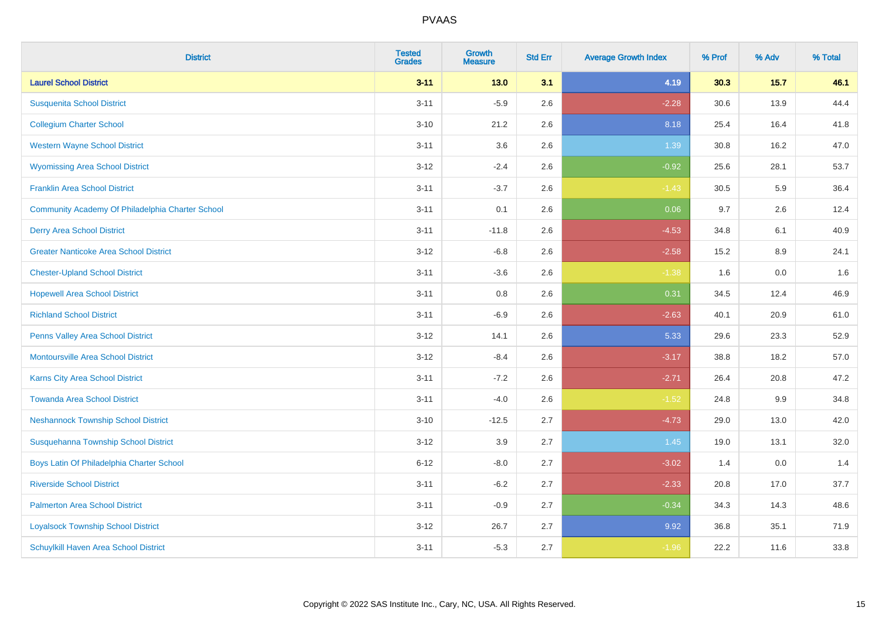# PVAAS

| District | Tested Grades | Growth Measure | Std Err | Average Growth Index | % Prof | % Adv | % Total |
|---|---|---|---|---|---|---|---|
| **Laurel School District** | **3-11** | **13.0** | **3.1** | **4.19** | **30.3** | **15.7** | **46.1** |
| Susquenita School District | 3-11 | -5.9 | 2.6 | -2.28 | 30.6 | 13.9 | 44.4 |
| Collegium Charter School | 3-10 | 21.2 | 2.6 | 8.18 | 25.4 | 16.4 | 41.8 |
| Western Wayne School District | 3-11 | 3.6 | 2.6 | 1.39 | 30.8 | 16.2 | 47.0 |
| Wyomissing Area School District | 3-12 | -2.4 | 2.6 | -0.92 | 25.6 | 28.1 | 53.7 |
| Franklin Area School District | 3-11 | -3.7 | 2.6 | -1.43 | 30.5 | 5.9 | 36.4 |
| Community Academy Of Philadelphia Charter School | 3-11 | 0.1 | 2.6 | 0.06 | 9.7 | 2.6 | 12.4 |
| Derry Area School District | 3-11 | -11.8 | 2.6 | -4.53 | 34.8 | 6.1 | 40.9 |
| Greater Nanticoke Area School District | 3-12 | -6.8 | 2.6 | -2.58 | 15.2 | 8.9 | 24.1 |
| Chester-Upland School District | 3-11 | -3.6 | 2.6 | -1.38 | 1.6 | 0.0 | 1.6 |
| Hopewell Area School District | 3-11 | 0.8 | 2.6 | 0.31 | 34.5 | 12.4 | 46.9 |
| Richland School District | 3-11 | -6.9 | 2.6 | -2.63 | 40.1 | 20.9 | 61.0 |
| Penns Valley Area School District | 3-12 | 14.1 | 2.6 | 5.33 | 29.6 | 23.3 | 52.9 |
| Montoursville Area School District | 3-12 | -8.4 | 2.6 | -3.17 | 38.8 | 18.2 | 57.0 |
| Karns City Area School District | 3-11 | -7.2 | 2.6 | -2.71 | 26.4 | 20.8 | 47.2 |
| Towanda Area School District | 3-11 | -4.0 | 2.6 | -1.52 | 24.8 | 9.9 | 34.8 |
| Neshannock Township School District | 3-10 | -12.5 | 2.7 | -4.73 | 29.0 | 13.0 | 42.0 |
| Susquehanna Township School District | 3-12 | 3.9 | 2.7 | 1.45 | 19.0 | 13.1 | 32.0 |
| Boys Latin Of Philadelphia Charter School | 6-12 | -8.0 | 2.7 | -3.02 | 1.4 | 0.0 | 1.4 |
| Riverside School District | 3-11 | -6.2 | 2.7 | -2.33 | 20.8 | 17.0 | 37.7 |
| Palmerton Area School District | 3-11 | -0.9 | 2.7 | -0.34 | 34.3 | 14.3 | 48.6 |
| Loyalsock Township School District | 3-12 | 26.7 | 2.7 | 9.92 | 36.8 | 35.1 | 71.9 |
| Schuylkill Haven Area School District | 3-11 | -5.3 | 2.7 | -1.96 | 22.2 | 11.6 | 33.8 |

Copyright © 2022 SAS Institute Inc., Cary, NC, USA. All Rights Reserved.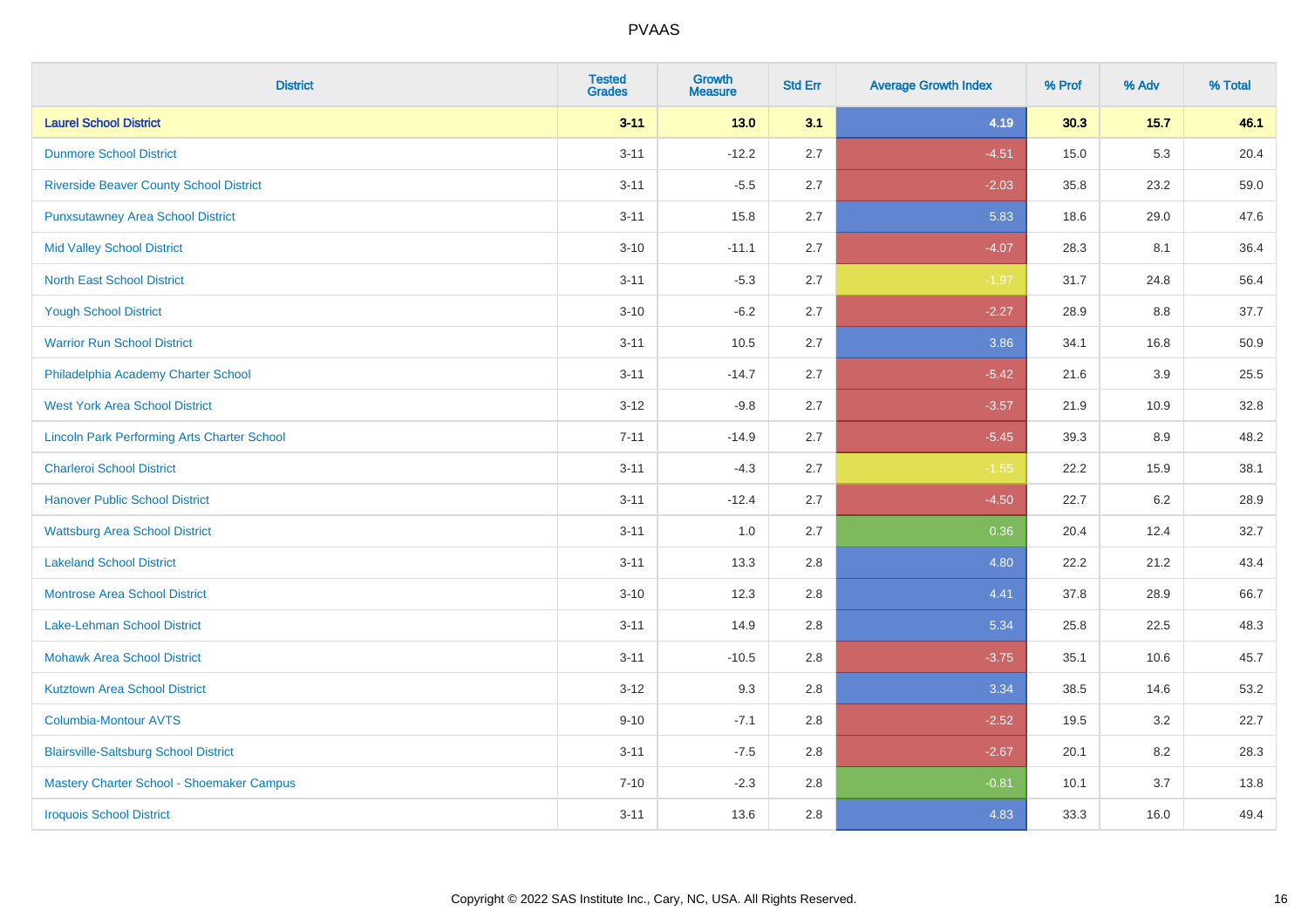| District | Tested Grades | Growth Measure | Std Err | Average Growth Index | % Prof | % Adv | % Total |
|---|---|---|---|---|---|---|---|
| **Laurel School District** | **3-11** | **13.0** | **3.1** | **4.19** | **30.3** | **15.7** | **46.1** |
| Dunmore School District | 3-11 | -12.2 | 2.7 | -4.51 | 15.0 | 5.3 | 20.4 |
| Riverside Beaver County School District | 3-11 | -5.5 | 2.7 | -2.03 | 35.8 | 23.2 | 59.0 |
| Punxsutawney Area School District | 3-11 | 15.8 | 2.7 | 5.83 | 18.6 | 29.0 | 47.6 |
| Mid Valley School District | 3-10 | -11.1 | 2.7 | -4.07 | 28.3 | 8.1 | 36.4 |
| North East School District | 3-11 | -5.3 | 2.7 | -1.97 | 31.7 | 24.8 | 56.4 |
| Yough School District | 3-10 | -6.2 | 2.7 | -2.27 | 28.9 | 8.8 | 37.7 |
| Warrior Run School District | 3-11 | 10.5 | 2.7 | 3.86 | 34.1 | 16.8 | 50.9 |
| Philadelphia Academy Charter School | 3-11 | -14.7 | 2.7 | -5.42 | 21.6 | 3.9 | 25.5 |
| West York Area School District | 3-12 | -9.8 | 2.7 | -3.57 | 21.9 | 10.9 | 32.8 |
| Lincoln Park Performing Arts Charter School | 7-11 | -14.9 | 2.7 | -5.45 | 39.3 | 8.9 | 48.2 |
| Charleroi School District | 3-11 | -4.3 | 2.7 | -1.55 | 22.2 | 15.9 | 38.1 |
| Hanover Public School District | 3-11 | -12.4 | 2.7 | -4.50 | 22.7 | 6.2 | 28.9 |
| Wattsburg Area School District | 3-11 | 1.0 | 2.7 | 0.36 | 20.4 | 12.4 | 32.7 |
| Lakeland School District | 3-11 | 13.3 | 2.8 | 4.80 | 22.2 | 21.2 | 43.4 |
| Montrose Area School District | 3-10 | 12.3 | 2.8 | 4.41 | 37.8 | 28.9 | 66.7 |
| Lake-Lehman School District | 3-11 | 14.9 | 2.8 | 5.34 | 25.8 | 22.5 | 48.3 |
| Mohawk Area School District | 3-11 | -10.5 | 2.8 | -3.75 | 35.1 | 10.6 | 45.7 |
| Kutztown Area School District | 3-12 | 9.3 | 2.8 | 3.34 | 38.5 | 14.6 | 53.2 |
| Columbia-Montour AVTS | 9-10 | -7.1 | 2.8 | -2.52 | 19.5 | 3.2 | 22.7 |
| Blairsville-Saltsburg School District | 3-11 | -7.5 | 2.8 | -2.67 | 20.1 | 8.2 | 28.3 |
| Mastery Charter School - Shoemaker Campus | 7-10 | -2.3 | 2.8 | -0.81 | 10.1 | 3.7 | 13.8 |
| Iroquois School District | 3-11 | 13.6 | 2.8 | 4.83 | 33.3 | 16.0 | 49.4 |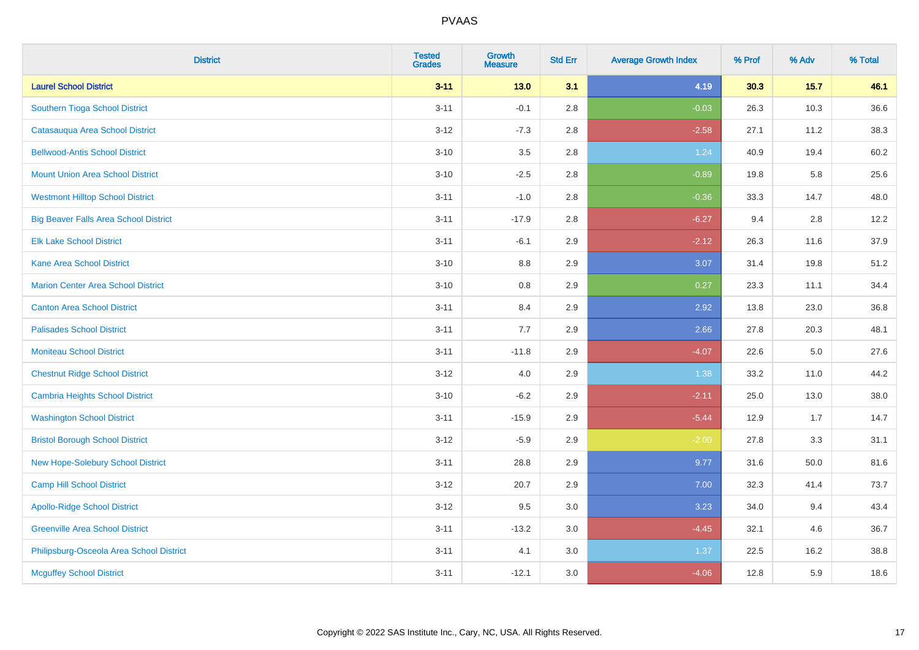# PVAAS

| District | Tested Grades | Growth Measure | Std Err | Average Growth Index | % Prof | % Adv | % Total |
|---|---|---|---|---|---|---|---|
| **Laurel School District** | **3-11** | **13.0** | **3.1** | **4.19** | **30.3** | **15.7** | **46.1** |
| Southern Tioga School District | 3-11 | -0.1 | 2.8 | -0.03 | 26.3 | 10.3 | 36.6 |
| Catasauqua Area School District | 3-12 | -7.3 | 2.8 | -2.58 | 27.1 | 11.2 | 38.3 |
| Bellwood-Antis School District | 3-10 | 3.5 | 2.8 | 1.24 | 40.9 | 19.4 | 60.2 |
| Mount Union Area School District | 3-10 | -2.5 | 2.8 | -0.89 | 19.8 | 5.8 | 25.6 |
| Westmont Hilltop School District | 3-11 | -1.0 | 2.8 | -0.36 | 33.3 | 14.7 | 48.0 |
| Big Beaver Falls Area School District | 3-11 | -17.9 | 2.8 | -6.27 | 9.4 | 2.8 | 12.2 |
| Elk Lake School District | 3-11 | -6.1 | 2.9 | -2.12 | 26.3 | 11.6 | 37.9 |
| Kane Area School District | 3-10 | 8.8 | 2.9 | 3.07 | 31.4 | 19.8 | 51.2 |
| Marion Center Area School District | 3-10 | 0.8 | 2.9 | 0.27 | 23.3 | 11.1 | 34.4 |
| Canton Area School District | 3-11 | 8.4 | 2.9 | 2.92 | 13.8 | 23.0 | 36.8 |
| Palisades School District | 3-11 | 7.7 | 2.9 | 2.66 | 27.8 | 20.3 | 48.1 |
| Moniteau School District | 3-11 | -11.8 | 2.9 | -4.07 | 22.6 | 5.0 | 27.6 |
| Chestnut Ridge School District | 3-12 | 4.0 | 2.9 | 1.38 | 33.2 | 11.0 | 44.2 |
| Cambria Heights School District | 3-10 | -6.2 | 2.9 | -2.11 | 25.0 | 13.0 | 38.0 |
| Washington School District | 3-11 | -15.9 | 2.9 | -5.44 | 12.9 | 1.7 | 14.7 |
| Bristol Borough School District | 3-12 | -5.9 | 2.9 | -2.00 | 27.8 | 3.3 | 31.1 |
| New Hope-Solebury School District | 3-11 | 28.8 | 2.9 | 9.77 | 31.6 | 50.0 | 81.6 |
| Camp Hill School District | 3-12 | 20.7 | 2.9 | 7.00 | 32.3 | 41.4 | 73.7 |
| Apollo-Ridge School District | 3-12 | 9.5 | 3.0 | 3.23 | 34.0 | 9.4 | 43.4 |
| Greenville Area School District | 3-11 | -13.2 | 3.0 | -4.45 | 32.1 | 4.6 | 36.7 |
| Philipsburg-Osceola Area School District | 3-11 | 4.1 | 3.0 | 1.37 | 22.5 | 16.2 | 38.8 |
| Mcguffey School District | 3-11 | -12.1 | 3.0 | -4.06 | 12.8 | 5.9 | 18.6 |

Copyright © 2022 SAS Institute Inc., Cary, NC, USA. All Rights Reserved.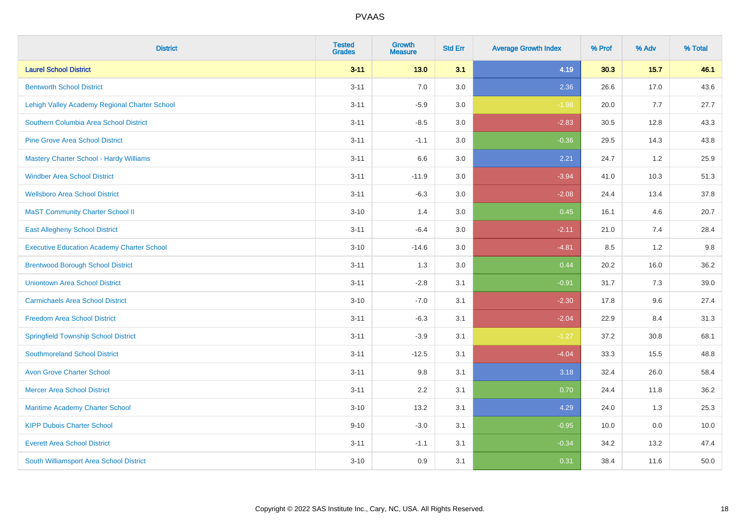# PVAAS

| District | Tested Grades | Growth Measure | Std Err | Average Growth Index | % Prof | % Adv | % Total |
|---|---|---|---|---|---|---|---|
| **Laurel School District** | **3-11** | **13.0** | **3.1** | **4.19** | **30.3** | **15.7** | **46.1** |
| Bentworth School District | 3-11 | 7.0 | 3.0 | 2.36 | 26.6 | 17.0 | 43.6 |
| Lehigh Valley Academy Regional Charter School | 3-11 | -5.9 | 3.0 | -1.98 | 20.0 | 7.7 | 27.7 |
| Southern Columbia Area School District | 3-11 | -8.5 | 3.0 | -2.83 | 30.5 | 12.8 | 43.3 |
| Pine Grove Area School District | 3-11 | -1.1 | 3.0 | -0.36 | 29.5 | 14.3 | 43.8 |
| Mastery Charter School - Hardy Williams | 3-11 | 6.6 | 3.0 | 2.21 | 24.7 | 1.2 | 25.9 |
| Windber Area School District | 3-11 | -11.9 | 3.0 | -3.94 | 41.0 | 10.3 | 51.3 |
| Wellsboro Area School District | 3-11 | -6.3 | 3.0 | -2.08 | 24.4 | 13.4 | 37.8 |
| MaST Community Charter School II | 3-10 | 1.4 | 3.0 | 0.45 | 16.1 | 4.6 | 20.7 |
| East Allegheny School District | 3-11 | -6.4 | 3.0 | -2.11 | 21.0 | 7.4 | 28.4 |
| Executive Education Academy Charter School | 3-10 | -14.6 | 3.0 | -4.81 | 8.5 | 1.2 | 9.8 |
| Brentwood Borough School District | 3-11 | 1.3 | 3.0 | 0.44 | 20.2 | 16.0 | 36.2 |
| Uniontown Area School District | 3-11 | -2.8 | 3.1 | -0.91 | 31.7 | 7.3 | 39.0 |
| Carmichaels Area School District | 3-10 | -7.0 | 3.1 | -2.30 | 17.8 | 9.6 | 27.4 |
| Freedom Area School District | 3-11 | -6.3 | 3.1 | -2.04 | 22.9 | 8.4 | 31.3 |
| Springfield Township School District | 3-11 | -3.9 | 3.1 | -1.27 | 37.2 | 30.8 | 68.1 |
| Southmoreland School District | 3-11 | -12.5 | 3.1 | -4.04 | 33.3 | 15.5 | 48.8 |
| Avon Grove Charter School | 3-11 | 9.8 | 3.1 | 3.18 | 32.4 | 26.0 | 58.4 |
| Mercer Area School District | 3-11 | 2.2 | 3.1 | 0.70 | 24.4 | 11.8 | 36.2 |
| Maritime Academy Charter School | 3-10 | 13.2 | 3.1 | 4.29 | 24.0 | 1.3 | 25.3 |
| KIPP Dubois Charter School | 9-10 | -3.0 | 3.1 | -0.95 | 10.0 | 0.0 | 10.0 |
| Everett Area School District | 3-11 | -1.1 | 3.1 | -0.34 | 34.2 | 13.2 | 47.4 |
| South Williamsport Area School District | 3-10 | 0.9 | 3.1 | 0.31 | 38.4 | 11.6 | 50.0 |

Copyright © 2022 SAS Institute Inc., Cary, NC, USA. All Rights Reserved.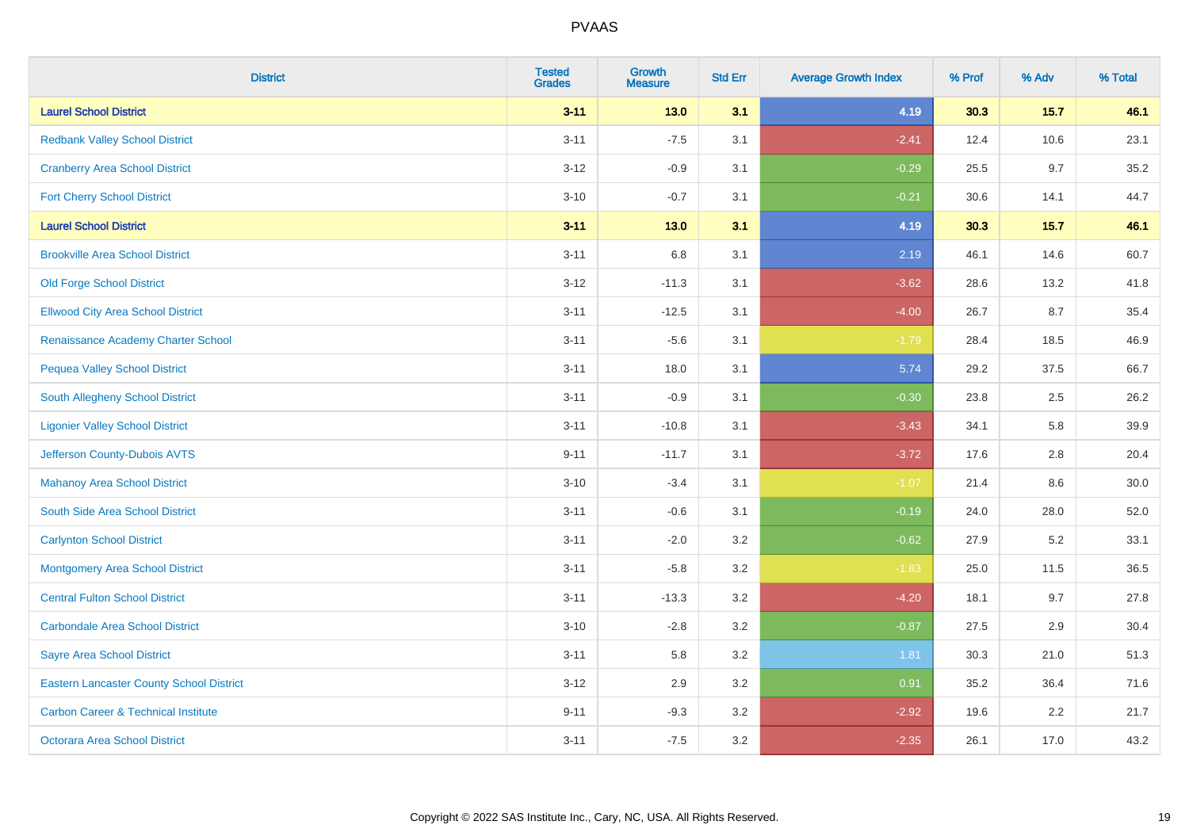# PVAAS

| District | Tested Grades | Growth Measure | Std Err | Average Growth Index | % Prof | % Adv | % Total |
|---|---|---|---|---|---|---|---|
| **Laurel School District** | **3-11** | **13.0** | **3.1** | **4.19** | **30.3** | **15.7** | **46.1** |
| Redbank Valley School District | 3-11 | -7.5 | 3.1 | -2.41 | 12.4 | 10.6 | 23.1 |
| Cranberry Area School District | 3-12 | -0.9 | 3.1 | -0.29 | 25.5 | 9.7 | 35.2 |
| Fort Cherry School District | 3-10 | -0.7 | 3.1 | -0.21 | 30.6 | 14.1 | 44.7 |
| **Laurel School District** | **3-11** | **13.0** | **3.1** | **4.19** | **30.3** | **15.7** | **46.1** |
| Brookville Area School District | 3-11 | 6.8 | 3.1 | 2.19 | 46.1 | 14.6 | 60.7 |
| Old Forge School District | 3-12 | -11.3 | 3.1 | -3.62 | 28.6 | 13.2 | 41.8 |
| Ellwood City Area School District | 3-11 | -12.5 | 3.1 | -4.00 | 26.7 | 8.7 | 35.4 |
| Renaissance Academy Charter School | 3-11 | -5.6 | 3.1 | -1.79 | 28.4 | 18.5 | 46.9 |
| Pequea Valley School District | 3-11 | 18.0 | 3.1 | 5.74 | 29.2 | 37.5 | 66.7 |
| South Allegheny School District | 3-11 | -0.9 | 3.1 | -0.30 | 23.8 | 2.5 | 26.2 |
| Ligonier Valley School District | 3-11 | -10.8 | 3.1 | -3.43 | 34.1 | 5.8 | 39.9 |
| Jefferson County-Dubois AVTS | 9-11 | -11.7 | 3.1 | -3.72 | 17.6 | 2.8 | 20.4 |
| Mahanoy Area School District | 3-10 | -3.4 | 3.1 | -1.07 | 21.4 | 8.6 | 30.0 |
| South Side Area School District | 3-11 | -0.6 | 3.1 | -0.19 | 24.0 | 28.0 | 52.0 |
| Carlynton School District | 3-11 | -2.0 | 3.2 | -0.62 | 27.9 | 5.2 | 33.1 |
| Montgomery Area School District | 3-11 | -5.8 | 3.2 | -1.83 | 25.0 | 11.5 | 36.5 |
| Central Fulton School District | 3-11 | -13.3 | 3.2 | -4.20 | 18.1 | 9.7 | 27.8 |
| Carbondale Area School District | 3-10 | -2.8 | 3.2 | -0.87 | 27.5 | 2.9 | 30.4 |
| Sayre Area School District | 3-11 | 5.8 | 3.2 | 1.81 | 30.3 | 21.0 | 51.3 |
| Eastern Lancaster County School District | 3-12 | 2.9 | 3.2 | 0.91 | 35.2 | 36.4 | 71.6 |
| Carbon Career & Technical Institute | 9-11 | -9.3 | 3.2 | -2.92 | 19.6 | 2.2 | 21.7 |
| Octorara Area School District | 3-11 | -7.5 | 3.2 | -2.35 | 26.1 | 17.0 | 43.2 |

Copyright © 2022 SAS Institute Inc., Cary, NC, USA. All Rights Reserved.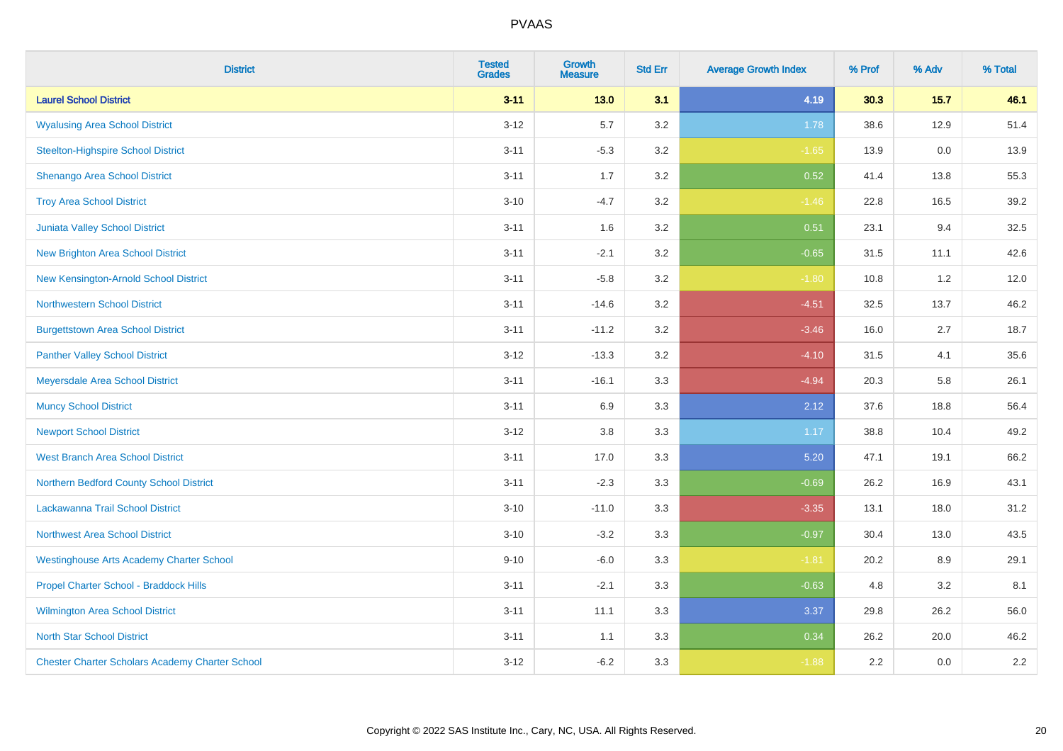| District | Tested Grades | Growth Measure | Std Err | Average Growth Index | % Prof | % Adv | % Total |
|---|---|---|---|---|---|---|---|
| **Laurel School District** | **3-11** | **13.0** | **3.1** | **4.19** | **30.3** | **15.7** | **46.1** |
| Wyalusing Area School District | 3-12 | 5.7 | 3.2 | 1.78 | 38.6 | 12.9 | 51.4 |
| Steelton-Highspire School District | 3-11 | -5.3 | 3.2 | -1.65 | 13.9 | 0.0 | 13.9 |
| Shenango Area School District | 3-11 | 1.7 | 3.2 | 0.52 | 41.4 | 13.8 | 55.3 |
| Troy Area School District | 3-10 | -4.7 | 3.2 | -1.46 | 22.8 | 16.5 | 39.2 |
| Juniata Valley School District | 3-11 | 1.6 | 3.2 | 0.51 | 23.1 | 9.4 | 32.5 |
| New Brighton Area School District | 3-11 | -2.1 | 3.2 | -0.65 | 31.5 | 11.1 | 42.6 |
| New Kensington-Arnold School District | 3-11 | -5.8 | 3.2 | -1.80 | 10.8 | 1.2 | 12.0 |
| Northwestern School District | 3-11 | -14.6 | 3.2 | -4.51 | 32.5 | 13.7 | 46.2 |
| Burgettstown Area School District | 3-11 | -11.2 | 3.2 | -3.46 | 16.0 | 2.7 | 18.7 |
| Panther Valley School District | 3-12 | -13.3 | 3.2 | -4.10 | 31.5 | 4.1 | 35.6 |
| Meyersdale Area School District | 3-11 | -16.1 | 3.3 | -4.94 | 20.3 | 5.8 | 26.1 |
| Muncy School District | 3-11 | 6.9 | 3.3 | 2.12 | 37.6 | 18.8 | 56.4 |
| Newport School District | 3-12 | 3.8 | 3.3 | 1.17 | 38.8 | 10.4 | 49.2 |
| West Branch Area School District | 3-11 | 17.0 | 3.3 | 5.20 | 47.1 | 19.1 | 66.2 |
| Northern Bedford County School District | 3-11 | -2.3 | 3.3 | -0.69 | 26.2 | 16.9 | 43.1 |
| Lackawanna Trail School District | 3-10 | -11.0 | 3.3 | -3.35 | 13.1 | 18.0 | 31.2 |
| Northwest Area School District | 3-10 | -3.2 | 3.3 | -0.97 | 30.4 | 13.0 | 43.5 |
| Westinghouse Arts Academy Charter School | 9-10 | -6.0 | 3.3 | -1.81 | 20.2 | 8.9 | 29.1 |
| Propel Charter School - Braddock Hills | 3-11 | -2.1 | 3.3 | -0.63 | 4.8 | 3.2 | 8.1 |
| Wilmington Area School District | 3-11 | 11.1 | 3.3 | 3.37 | 29.8 | 26.2 | 56.0 |
| North Star School District | 3-11 | 1.1 | 3.3 | 0.34 | 26.2 | 20.0 | 46.2 |
| Chester Charter Scholars Academy Charter School | 3-12 | -6.2 | 3.3 | -1.88 | 2.2 | 0.0 | 2.2 |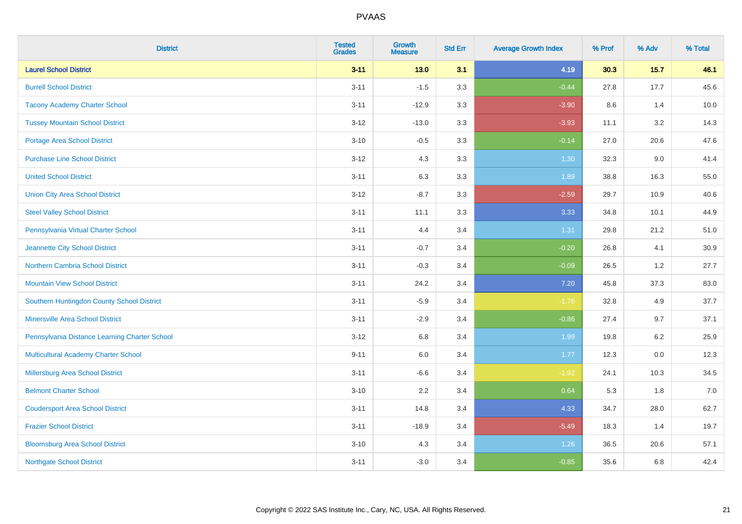| District | Tested Grades | Growth Measure | Std Err | Average Growth Index | % Prof | % Adv | % Total |
|---|---|---|---|---|---|---|---|
| **Laurel School District** | **3-11** | **13.0** | **3.1** | **4.19** | **30.3** | **15.7** | **46.1** |
| Burrell School District | 3-11 | -1.5 | 3.3 | -0.44 | 27.8 | 17.7 | 45.6 |
| Tacony Academy Charter School | 3-11 | -12.9 | 3.3 | -3.90 | 8.6 | 1.4 | 10.0 |
| Tussey Mountain School District | 3-12 | -13.0 | 3.3 | -3.93 | 11.1 | 3.2 | 14.3 |
| Portage Area School District | 3-10 | -0.5 | 3.3 | -0.14 | 27.0 | 20.6 | 47.6 |
| Purchase Line School District | 3-12 | 4.3 | 3.3 | 1.30 | 32.3 | 9.0 | 41.4 |
| United School District | 3-11 | 6.3 | 3.3 | 1.89 | 38.8 | 16.3 | 55.0 |
| Union City Area School District | 3-12 | -8.7 | 3.3 | -2.59 | 29.7 | 10.9 | 40.6 |
| Steel Valley School District | 3-11 | 11.1 | 3.3 | 3.33 | 34.8 | 10.1 | 44.9 |
| Pennsylvania Virtual Charter School | 3-11 | 4.4 | 3.4 | 1.31 | 29.8 | 21.2 | 51.0 |
| Jeannette City School District | 3-11 | -0.7 | 3.4 | -0.20 | 26.8 | 4.1 | 30.9 |
| Northern Cambria School District | 3-11 | -0.3 | 3.4 | -0.09 | 26.5 | 1.2 | 27.7 |
| Mountain View School District | 3-11 | 24.2 | 3.4 | 7.20 | 45.8 | 37.3 | 83.0 |
| Southern Huntingdon County School District | 3-11 | -5.9 | 3.4 | -1.76 | 32.8 | 4.9 | 37.7 |
| Minersville Area School District | 3-11 | -2.9 | 3.4 | -0.86 | 27.4 | 9.7 | 37.1 |
| Pennsylvania Distance Learning Charter School | 3-12 | 6.8 | 3.4 | 1.99 | 19.8 | 6.2 | 25.9 |
| Multicultural Academy Charter School | 9-11 | 6.0 | 3.4 | 1.77 | 12.3 | 0.0 | 12.3 |
| Millersburg Area School District | 3-11 | -6.6 | 3.4 | -1.92 | 24.1 | 10.3 | 34.5 |
| Belmont Charter School | 3-10 | 2.2 | 3.4 | 0.64 | 5.3 | 1.8 | 7.0 |
| Coudersport Area School District | 3-11 | 14.8 | 3.4 | 4.33 | 34.7 | 28.0 | 62.7 |
| Frazier School District | 3-11 | -18.9 | 3.4 | -5.49 | 18.3 | 1.4 | 19.7 |
| Bloomsburg Area School District | 3-10 | 4.3 | 3.4 | 1.26 | 36.5 | 20.6 | 57.1 |
| Northgate School District | 3-11 | -3.0 | 3.4 | -0.85 | 35.6 | 6.8 | 42.4 |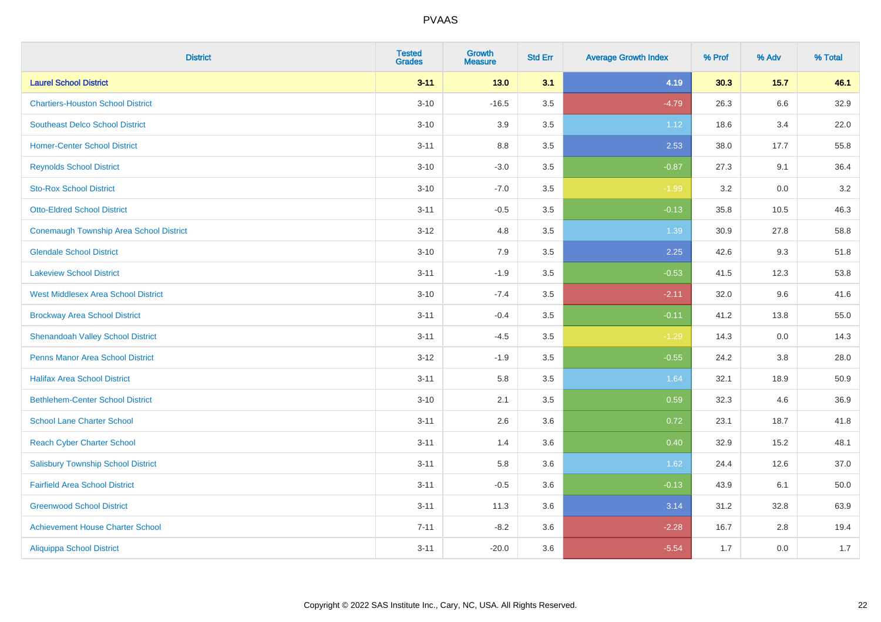| District | Tested Grades | Growth Measure | Std Err | Average Growth Index | % Prof | % Adv | % Total |
|---|---|---|---|---|---|---|---|
| **Laurel School District** | **3-11** | **13.0** | **3.1** | **4.19** | **30.3** | **15.7** | **46.1** |
| Chartiers-Houston School District | 3-10 | -16.5 | 3.5 | -4.79 | 26.3 | 6.6 | 32.9 |
| Southeast Delco School District | 3-10 | 3.9 | 3.5 | 1.12 | 18.6 | 3.4 | 22.0 |
| Homer-Center School District | 3-11 | 8.8 | 3.5 | 2.53 | 38.0 | 17.7 | 55.8 |
| Reynolds School District | 3-10 | -3.0 | 3.5 | -0.87 | 27.3 | 9.1 | 36.4 |
| Sto-Rox School District | 3-10 | -7.0 | 3.5 | -1.99 | 3.2 | 0.0 | 3.2 |
| Otto-Eldred School District | 3-11 | -0.5 | 3.5 | -0.13 | 35.8 | 10.5 | 46.3 |
| Conemaugh Township Area School District | 3-12 | 4.8 | 3.5 | 1.39 | 30.9 | 27.8 | 58.8 |
| Glendale School District | 3-10 | 7.9 | 3.5 | 2.25 | 42.6 | 9.3 | 51.8 |
| Lakeview School District | 3-11 | -1.9 | 3.5 | -0.53 | 41.5 | 12.3 | 53.8 |
| West Middlesex Area School District | 3-10 | -7.4 | 3.5 | -2.11 | 32.0 | 9.6 | 41.6 |
| Brockway Area School District | 3-11 | -0.4 | 3.5 | -0.11 | 41.2 | 13.8 | 55.0 |
| Shenandoah Valley School District | 3-11 | -4.5 | 3.5 | -1.29 | 14.3 | 0.0 | 14.3 |
| Penns Manor Area School District | 3-12 | -1.9 | 3.5 | -0.55 | 24.2 | 3.8 | 28.0 |
| Halifax Area School District | 3-11 | 5.8 | 3.5 | 1.64 | 32.1 | 18.9 | 50.9 |
| Bethlehem-Center School District | 3-10 | 2.1 | 3.5 | 0.59 | 32.3 | 4.6 | 36.9 |
| School Lane Charter School | 3-11 | 2.6 | 3.6 | 0.72 | 23.1 | 18.7 | 41.8 |
| Reach Cyber Charter School | 3-11 | 1.4 | 3.6 | 0.40 | 32.9 | 15.2 | 48.1 |
| Salisbury Township School District | 3-11 | 5.8 | 3.6 | 1.62 | 24.4 | 12.6 | 37.0 |
| Fairfield Area School District | 3-11 | -0.5 | 3.6 | -0.13 | 43.9 | 6.1 | 50.0 |
| Greenwood School District | 3-11 | 11.3 | 3.6 | 3.14 | 31.2 | 32.8 | 63.9 |
| Achievement House Charter School | 7-11 | -8.2 | 3.6 | -2.28 | 16.7 | 2.8 | 19.4 |
| Aliquippa School District | 3-11 | -20.0 | 3.6 | -5.54 | 1.7 | 0.0 | 1.7 |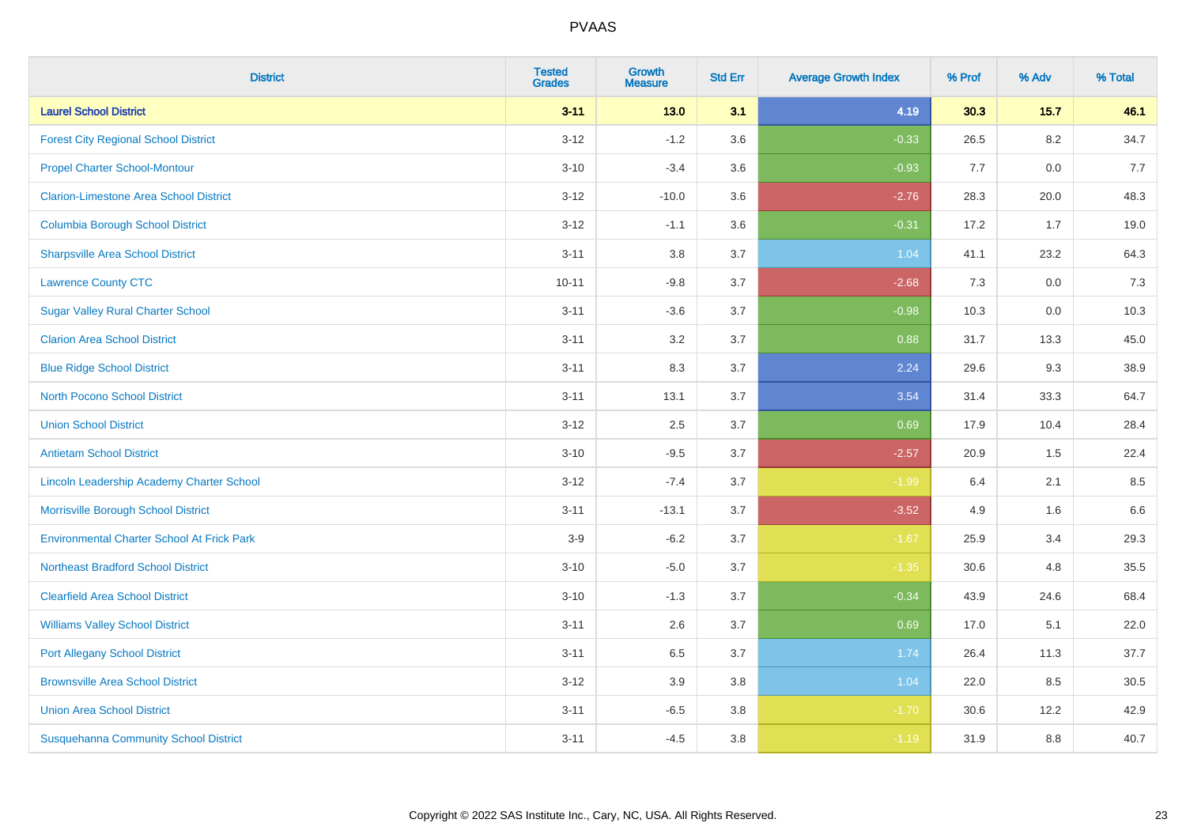# PVAAS

| District | Tested Grades | Growth Measure | Std Err | Average Growth Index | % Prof | % Adv | % Total |
|---|---|---|---|---|---|---|---|
| **Laurel School District** | **3-11** | **13.0** | **3.1** | **4.19** | **30.3** | **15.7** | **46.1** |
| Forest City Regional School District | 3-12 | -1.2 | 3.6 | -0.33 | 26.5 | 8.2 | 34.7 |
| Propel Charter School-Montour | 3-10 | -3.4 | 3.6 | -0.93 | 7.7 | 0.0 | 7.7 |
| Clarion-Limestone Area School District | 3-12 | -10.0 | 3.6 | -2.76 | 28.3 | 20.0 | 48.3 |
| Columbia Borough School District | 3-12 | -1.1 | 3.6 | -0.31 | 17.2 | 1.7 | 19.0 |
| Sharpsville Area School District | 3-11 | 3.8 | 3.7 | 1.04 | 41.1 | 23.2 | 64.3 |
| Lawrence County CTC | 10-11 | -9.8 | 3.7 | -2.68 | 7.3 | 0.0 | 7.3 |
| Sugar Valley Rural Charter School | 3-11 | -3.6 | 3.7 | -0.98 | 10.3 | 0.0 | 10.3 |
| Clarion Area School District | 3-11 | 3.2 | 3.7 | 0.88 | 31.7 | 13.3 | 45.0 |
| Blue Ridge School District | 3-11 | 8.3 | 3.7 | 2.24 | 29.6 | 9.3 | 38.9 |
| North Pocono School District | 3-11 | 13.1 | 3.7 | 3.54 | 31.4 | 33.3 | 64.7 |
| Union School District | 3-12 | 2.5 | 3.7 | 0.69 | 17.9 | 10.4 | 28.4 |
| Antietam School District | 3-10 | -9.5 | 3.7 | -2.57 | 20.9 | 1.5 | 22.4 |
| Lincoln Leadership Academy Charter School | 3-12 | -7.4 | 3.7 | -1.99 | 6.4 | 2.1 | 8.5 |
| Morrisville Borough School District | 3-11 | -13.1 | 3.7 | -3.52 | 4.9 | 1.6 | 6.6 |
| Environmental Charter School At Frick Park | 3-9 | -6.2 | 3.7 | -1.67 | 25.9 | 3.4 | 29.3 |
| Northeast Bradford School District | 3-10 | -5.0 | 3.7 | -1.35 | 30.6 | 4.8 | 35.5 |
| Clearfield Area School District | 3-10 | -1.3 | 3.7 | -0.34 | 43.9 | 24.6 | 68.4 |
| Williams Valley School District | 3-11 | 2.6 | 3.7 | 0.69 | 17.0 | 5.1 | 22.0 |
| Port Allegany School District | 3-11 | 6.5 | 3.7 | 1.74 | 26.4 | 11.3 | 37.7 |
| Brownsville Area School District | 3-12 | 3.9 | 3.8 | 1.04 | 22.0 | 8.5 | 30.5 |
| Union Area School District | 3-11 | -6.5 | 3.8 | -1.70 | 30.6 | 12.2 | 42.9 |
| Susquehanna Community School District | 3-11 | -4.5 | 3.8 | -1.19 | 31.9 | 8.8 | 40.7 |

Copyright © 2022 SAS Institute Inc., Cary, NC, USA. All Rights Reserved.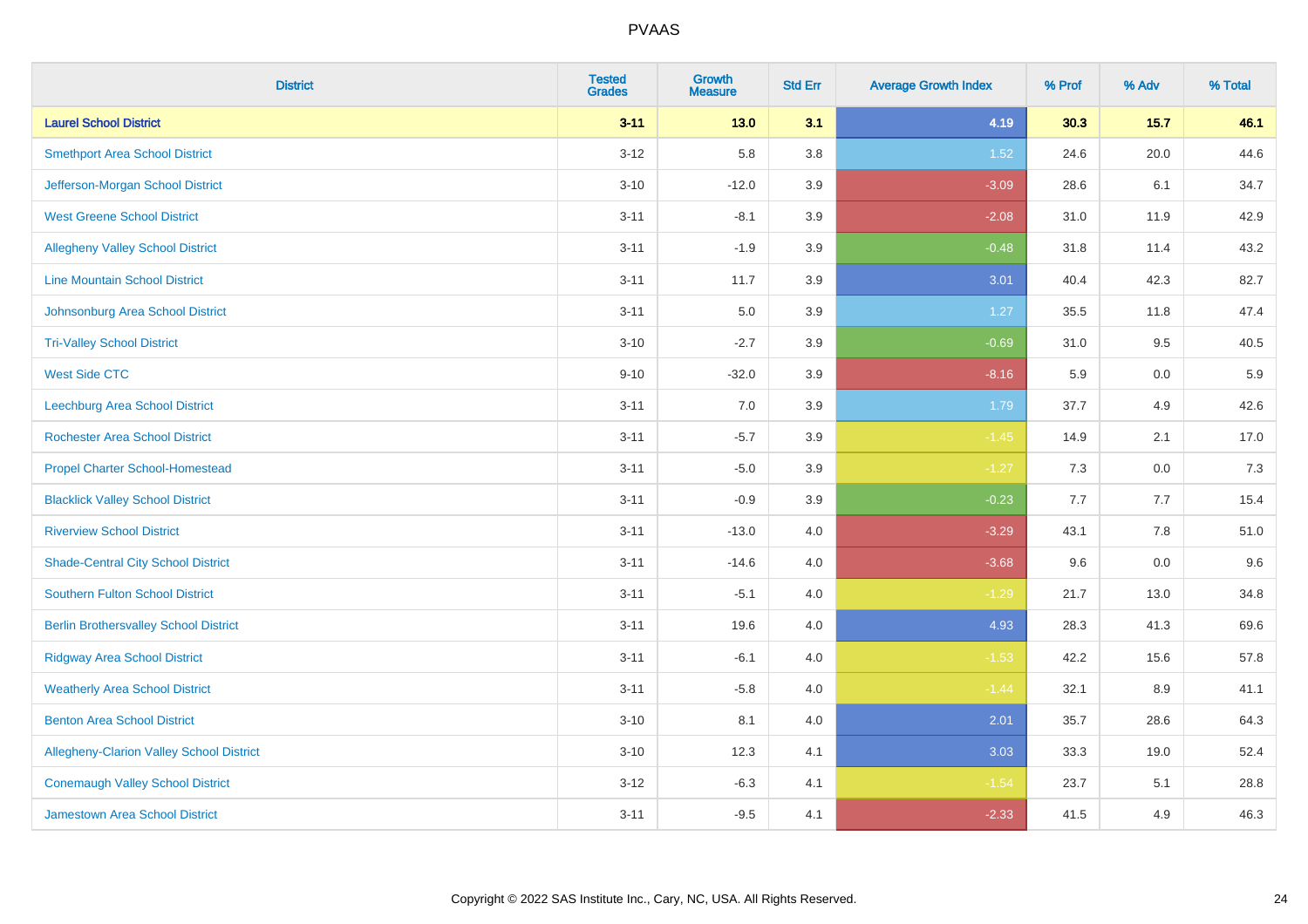| District | Tested Grades | Growth Measure | Std Err | Average Growth Index | % Prof | % Adv | % Total |
|---|---|---|---|---|---|---|---|
| **Laurel School District** | **3-11** | **13.0** | **3.1** | **4.19** | **30.3** | **15.7** | **46.1** |
| Smethport Area School District | 3-12 | 5.8 | 3.8 | 1.52 | 24.6 | 20.0 | 44.6 |
| Jefferson-Morgan School District | 3-10 | -12.0 | 3.9 | -3.09 | 28.6 | 6.1 | 34.7 |
| West Greene School District | 3-11 | -8.1 | 3.9 | -2.08 | 31.0 | 11.9 | 42.9 |
| Allegheny Valley School District | 3-11 | -1.9 | 3.9 | -0.48 | 31.8 | 11.4 | 43.2 |
| Line Mountain School District | 3-11 | 11.7 | 3.9 | 3.01 | 40.4 | 42.3 | 82.7 |
| Johnsonburg Area School District | 3-11 | 5.0 | 3.9 | 1.27 | 35.5 | 11.8 | 47.4 |
| Tri-Valley School District | 3-10 | -2.7 | 3.9 | -0.69 | 31.0 | 9.5 | 40.5 |
| West Side CTC | 9-10 | -32.0 | 3.9 | -8.16 | 5.9 | 0.0 | 5.9 |
| Leechburg Area School District | 3-11 | 7.0 | 3.9 | 1.79 | 37.7 | 4.9 | 42.6 |
| Rochester Area School District | 3-11 | -5.7 | 3.9 | -1.45 | 14.9 | 2.1 | 17.0 |
| Propel Charter School-Homestead | 3-11 | -5.0 | 3.9 | -1.27 | 7.3 | 0.0 | 7.3 |
| Blacklick Valley School District | 3-11 | -0.9 | 3.9 | -0.23 | 7.7 | 7.7 | 15.4 |
| Riverview School District | 3-11 | -13.0 | 4.0 | -3.29 | 43.1 | 7.8 | 51.0 |
| Shade-Central City School District | 3-11 | -14.6 | 4.0 | -3.68 | 9.6 | 0.0 | 9.6 |
| Southern Fulton School District | 3-11 | -5.1 | 4.0 | -1.29 | 21.7 | 13.0 | 34.8 |
| Berlin Brothersvalley School District | 3-11 | 19.6 | 4.0 | 4.93 | 28.3 | 41.3 | 69.6 |
| Ridgway Area School District | 3-11 | -6.1 | 4.0 | -1.53 | 42.2 | 15.6 | 57.8 |
| Weatherly Area School District | 3-11 | -5.8 | 4.0 | -1.44 | 32.1 | 8.9 | 41.1 |
| Benton Area School District | 3-10 | 8.1 | 4.0 | 2.01 | 35.7 | 28.6 | 64.3 |
| Allegheny-Clarion Valley School District | 3-10 | 12.3 | 4.1 | 3.03 | 33.3 | 19.0 | 52.4 |
| Conemaugh Valley School District | 3-12 | -6.3 | 4.1 | -1.54 | 23.7 | 5.1 | 28.8 |
| Jamestown Area School District | 3-11 | -9.5 | 4.1 | -2.33 | 41.5 | 4.9 | 46.3 |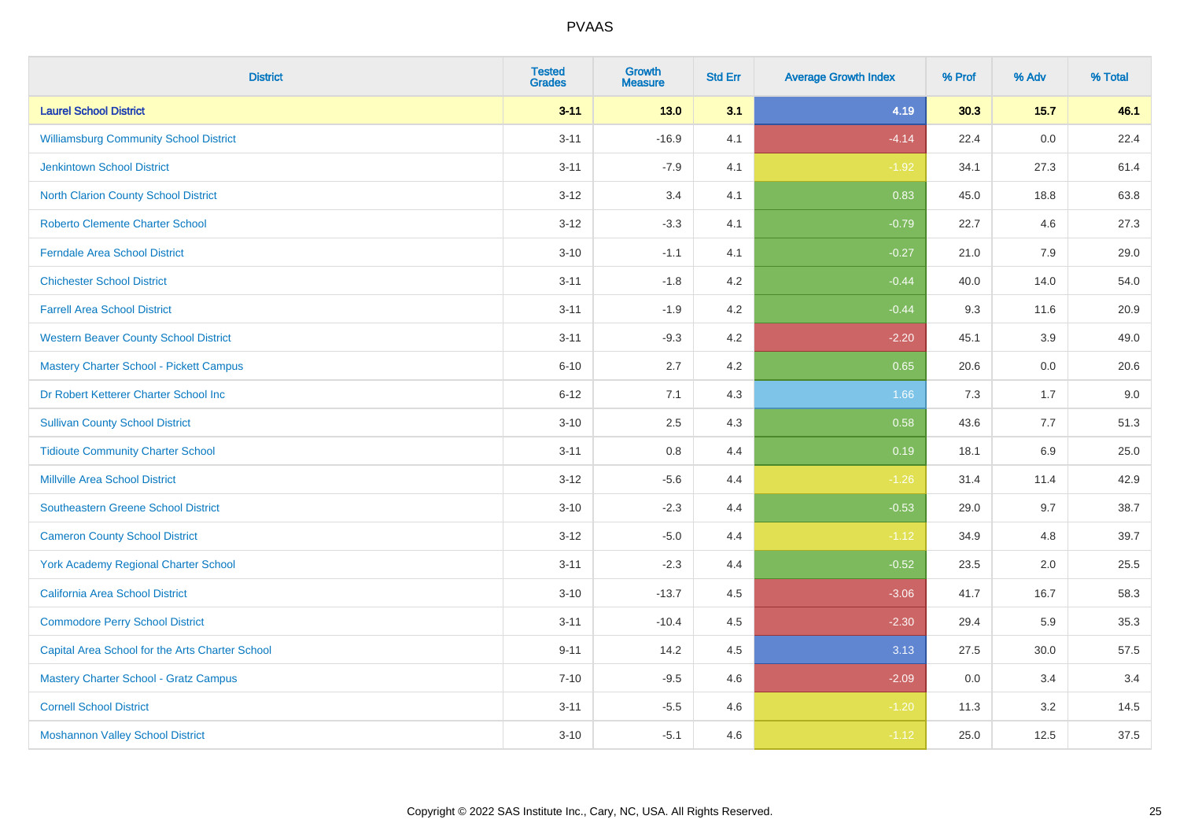| District | Tested Grades | Growth Measure | Std Err | Average Growth Index | % Prof | % Adv | % Total |
|---|---|---|---|---|---|---|---|
| **Laurel School District** | **3-11** | **13.0** | **3.1** | **4.19** | **30.3** | **15.7** | **46.1** |
| Williamsburg Community School District | 3-11 | -16.9 | 4.1 | -4.14 | 22.4 | 0.0 | 22.4 |
| Jenkintown School District | 3-11 | -7.9 | 4.1 | -1.92 | 34.1 | 27.3 | 61.4 |
| North Clarion County School District | 3-12 | 3.4 | 4.1 | 0.83 | 45.0 | 18.8 | 63.8 |
| Roberto Clemente Charter School | 3-12 | -3.3 | 4.1 | -0.79 | 22.7 | 4.6 | 27.3 |
| Ferndale Area School District | 3-10 | -1.1 | 4.1 | -0.27 | 21.0 | 7.9 | 29.0 |
| Chichester School District | 3-11 | -1.8 | 4.2 | -0.44 | 40.0 | 14.0 | 54.0 |
| Farrell Area School District | 3-11 | -1.9 | 4.2 | -0.44 | 9.3 | 11.6 | 20.9 |
| Western Beaver County School District | 3-11 | -9.3 | 4.2 | -2.20 | 45.1 | 3.9 | 49.0 |
| Mastery Charter School - Pickett Campus | 6-10 | 2.7 | 4.2 | 0.65 | 20.6 | 0.0 | 20.6 |
| Dr Robert Ketterer Charter School Inc | 6-12 | 7.1 | 4.3 | 1.66 | 7.3 | 1.7 | 9.0 |
| Sullivan County School District | 3-10 | 2.5 | 4.3 | 0.58 | 43.6 | 7.7 | 51.3 |
| Tidioute Community Charter School | 3-11 | 0.8 | 4.4 | 0.19 | 18.1 | 6.9 | 25.0 |
| Millville Area School District | 3-12 | -5.6 | 4.4 | -1.26 | 31.4 | 11.4 | 42.9 |
| Southeastern Greene School District | 3-10 | -2.3 | 4.4 | -0.53 | 29.0 | 9.7 | 38.7 |
| Cameron County School District | 3-12 | -5.0 | 4.4 | -1.12 | 34.9 | 4.8 | 39.7 |
| York Academy Regional Charter School | 3-11 | -2.3 | 4.4 | -0.52 | 23.5 | 2.0 | 25.5 |
| California Area School District | 3-10 | -13.7 | 4.5 | -3.06 | 41.7 | 16.7 | 58.3 |
| Commodore Perry School District | 3-11 | -10.4 | 4.5 | -2.30 | 29.4 | 5.9 | 35.3 |
| Capital Area School for the Arts Charter School | 9-11 | 14.2 | 4.5 | 3.13 | 27.5 | 30.0 | 57.5 |
| Mastery Charter School - Gratz Campus | 7-10 | -9.5 | 4.6 | -2.09 | 0.0 | 3.4 | 3.4 |
| Cornell School District | 3-11 | -5.5 | 4.6 | -1.20 | 11.3 | 3.2 | 14.5 |
| Moshannon Valley School District | 3-10 | -5.1 | 4.6 | -1.12 | 25.0 | 12.5 | 37.5 |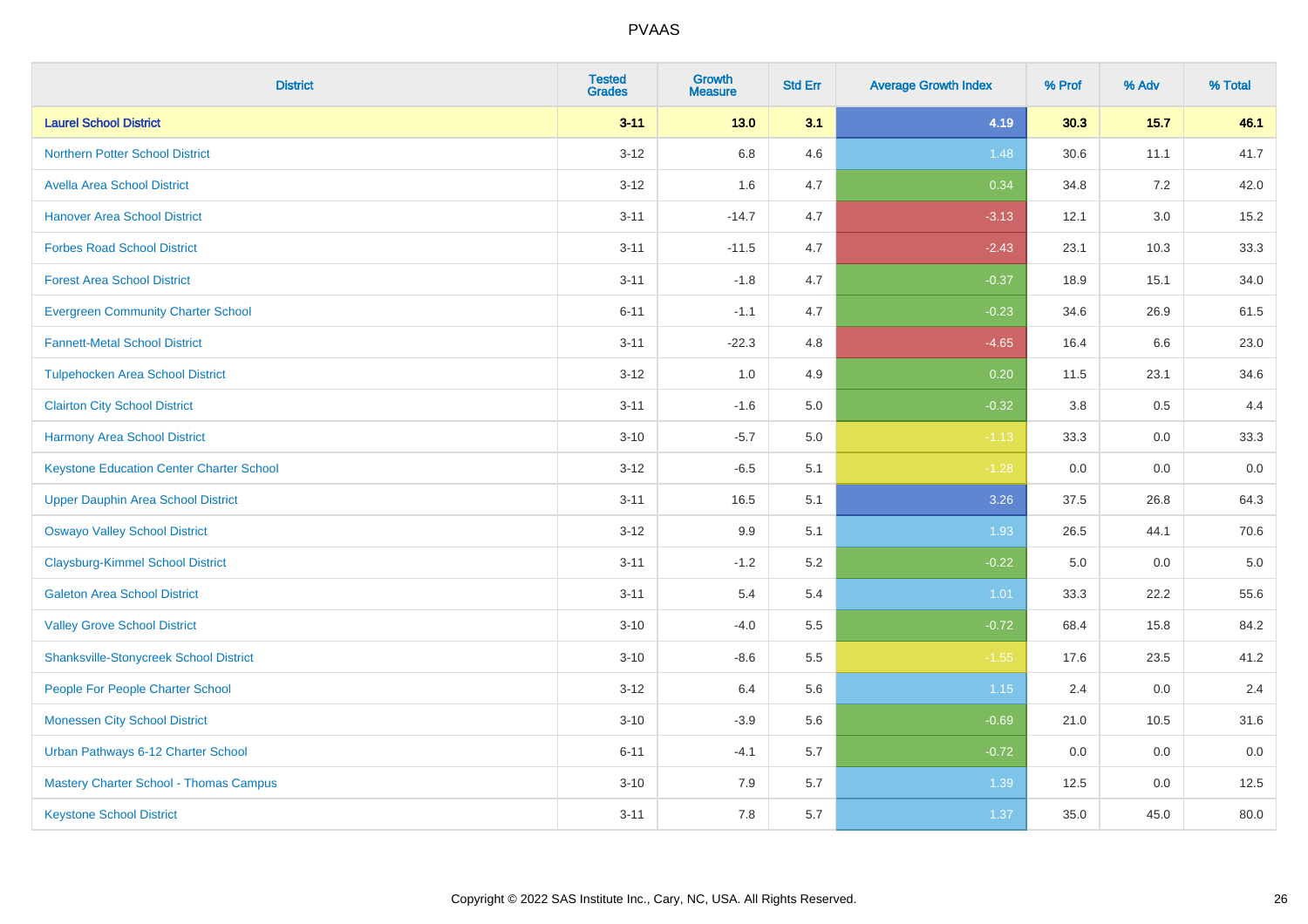| District | Tested Grades | Growth Measure | Std Err | Average Growth Index | % Prof | % Adv | % Total |
|---|---|---|---|---|---|---|---|
| **Laurel School District** | **3-11** | **13.0** | **3.1** | **4.19** | **30.3** | **15.7** | **46.1** |
| Northern Potter School District | 3-12 | 6.8 | 4.6 | 1.48 | 30.6 | 11.1 | 41.7 |
| Avella Area School District | 3-12 | 1.6 | 4.7 | 0.34 | 34.8 | 7.2 | 42.0 |
| Hanover Area School District | 3-11 | -14.7 | 4.7 | -3.13 | 12.1 | 3.0 | 15.2 |
| Forbes Road School District | 3-11 | -11.5 | 4.7 | -2.43 | 23.1 | 10.3 | 33.3 |
| Forest Area School District | 3-11 | -1.8 | 4.7 | -0.37 | 18.9 | 15.1 | 34.0 |
| Evergreen Community Charter School | 6-11 | -1.1 | 4.7 | -0.23 | 34.6 | 26.9 | 61.5 |
| Fannett-Metal School District | 3-11 | -22.3 | 4.8 | -4.65 | 16.4 | 6.6 | 23.0 |
| Tulpehocken Area School District | 3-12 | 1.0 | 4.9 | 0.20 | 11.5 | 23.1 | 34.6 |
| Clairton City School District | 3-11 | -1.6 | 5.0 | -0.32 | 3.8 | 0.5 | 4.4 |
| Harmony Area School District | 3-10 | -5.7 | 5.0 | -1.13 | 33.3 | 0.0 | 33.3 |
| Keystone Education Center Charter School | 3-12 | -6.5 | 5.1 | -1.28 | 0.0 | 0.0 | 0.0 |
| Upper Dauphin Area School District | 3-11 | 16.5 | 5.1 | 3.26 | 37.5 | 26.8 | 64.3 |
| Oswayo Valley School District | 3-12 | 9.9 | 5.1 | 1.93 | 26.5 | 44.1 | 70.6 |
| Claysburg-Kimmel School District | 3-11 | -1.2 | 5.2 | -0.22 | 5.0 | 0.0 | 5.0 |
| Galeton Area School District | 3-11 | 5.4 | 5.4 | 1.01 | 33.3 | 22.2 | 55.6 |
| Valley Grove School District | 3-10 | -4.0 | 5.5 | -0.72 | 68.4 | 15.8 | 84.2 |
| Shanksville-Stonycreek School District | 3-10 | -8.6 | 5.5 | -1.55 | 17.6 | 23.5 | 41.2 |
| People For People Charter School | 3-12 | 6.4 | 5.6 | 1.15 | 2.4 | 0.0 | 2.4 |
| Monessen City School District | 3-10 | -3.9 | 5.6 | -0.69 | 21.0 | 10.5 | 31.6 |
| Urban Pathways 6-12 Charter School | 6-11 | -4.1 | 5.7 | -0.72 | 0.0 | 0.0 | 0.0 |
| Mastery Charter School - Thomas Campus | 3-10 | 7.9 | 5.7 | 1.39 | 12.5 | 0.0 | 12.5 |
| Keystone School District | 3-11 | 7.8 | 5.7 | 1.37 | 35.0 | 45.0 | 80.0 |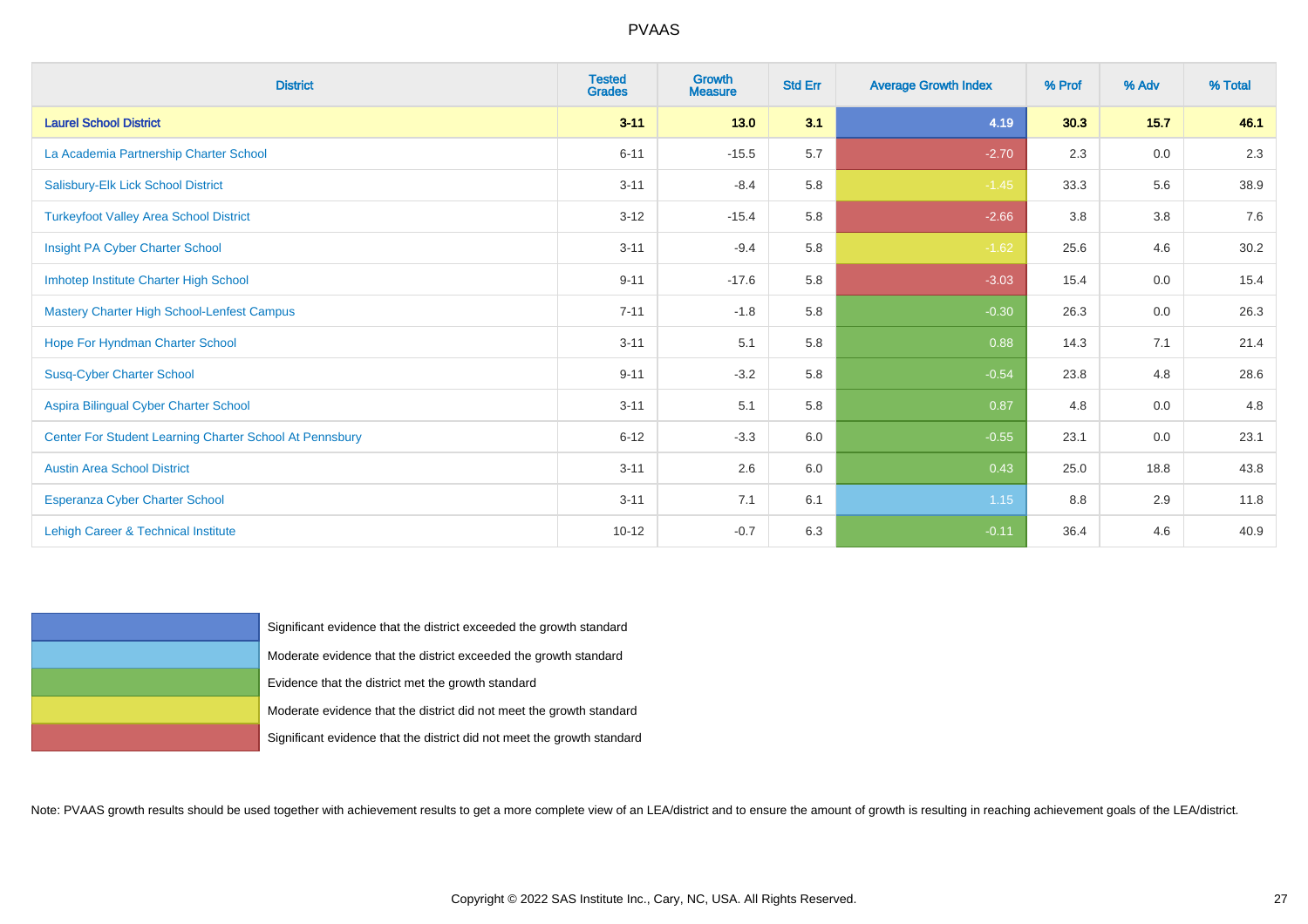# PVAAS

| District | Tested Grades | Growth Measure | Std Err | Average Growth Index | % Prof | % Adv | % Total |
|---|---|---|---|---|---|---|---|
| **Laurel School District** | **3-11** | **13.0** | **3.1** | **4.19** | **30.3** | **15.7** | **46.1** |
| La Academia Partnership Charter School | 6-11 | -15.5 | 5.7 | -2.70 | 2.3 | 0.0 | 2.3 |
| Salisbury-Elk Lick School District | 3-11 | -8.4 | 5.8 | -1.45 | 33.3 | 5.6 | 38.9 |
| Turkeyfoot Valley Area School District | 3-12 | -15.4 | 5.8 | -2.66 | 3.8 | 3.8 | 7.6 |
| Insight PA Cyber Charter School | 3-11 | -9.4 | 5.8 | -1.62 | 25.6 | 4.6 | 30.2 |
| Imhotep Institute Charter High School | 9-11 | -17.6 | 5.8 | -3.03 | 15.4 | 0.0 | 15.4 |
| Mastery Charter High School-Lenfest Campus | 7-11 | -1.8 | 5.8 | -0.30 | 26.3 | 0.0 | 26.3 |
| Hope For Hyndman Charter School | 3-11 | 5.1 | 5.8 | 0.88 | 14.3 | 7.1 | 21.4 |
| Susq-Cyber Charter School | 9-11 | -3.2 | 5.8 | -0.54 | 23.8 | 4.8 | 28.6 |
| Aspira Bilingual Cyber Charter School | 3-11 | 5.1 | 5.8 | 0.87 | 4.8 | 0.0 | 4.8 |
| Center For Student Learning Charter School At Pennsbury | 6-12 | -3.3 | 6.0 | -0.55 | 23.1 | 0.0 | 23.1 |
| Austin Area School District | 3-11 | 2.6 | 6.0 | 0.43 | 25.0 | 18.8 | 43.8 |
| Esperanza Cyber Charter School | 3-11 | 7.1 | 6.1 | 1.15 | 8.8 | 2.9 | 11.8 |
| Lehigh Career & Technical Institute | 10-12 | -0.7 | 6.3 | -0.11 | 36.4 | 4.6 | 40.9 |

Significant evidence that the district exceeded the growth standard

Moderate evidence that the district exceeded the growth standard

Evidence that the district met the growth standard

Moderate evidence that the district did not meet the growth standard

Significant evidence that the district did not meet the growth standard

Note: PVAAS growth results should be used together with achievement results to get a more complete view of an LEA/district and to ensure the amount of growth is resulting in reaching achievement goals of the LEA/district.

Copyright © 2022 SAS Institute Inc., Cary, NC, USA. All Rights Reserved.